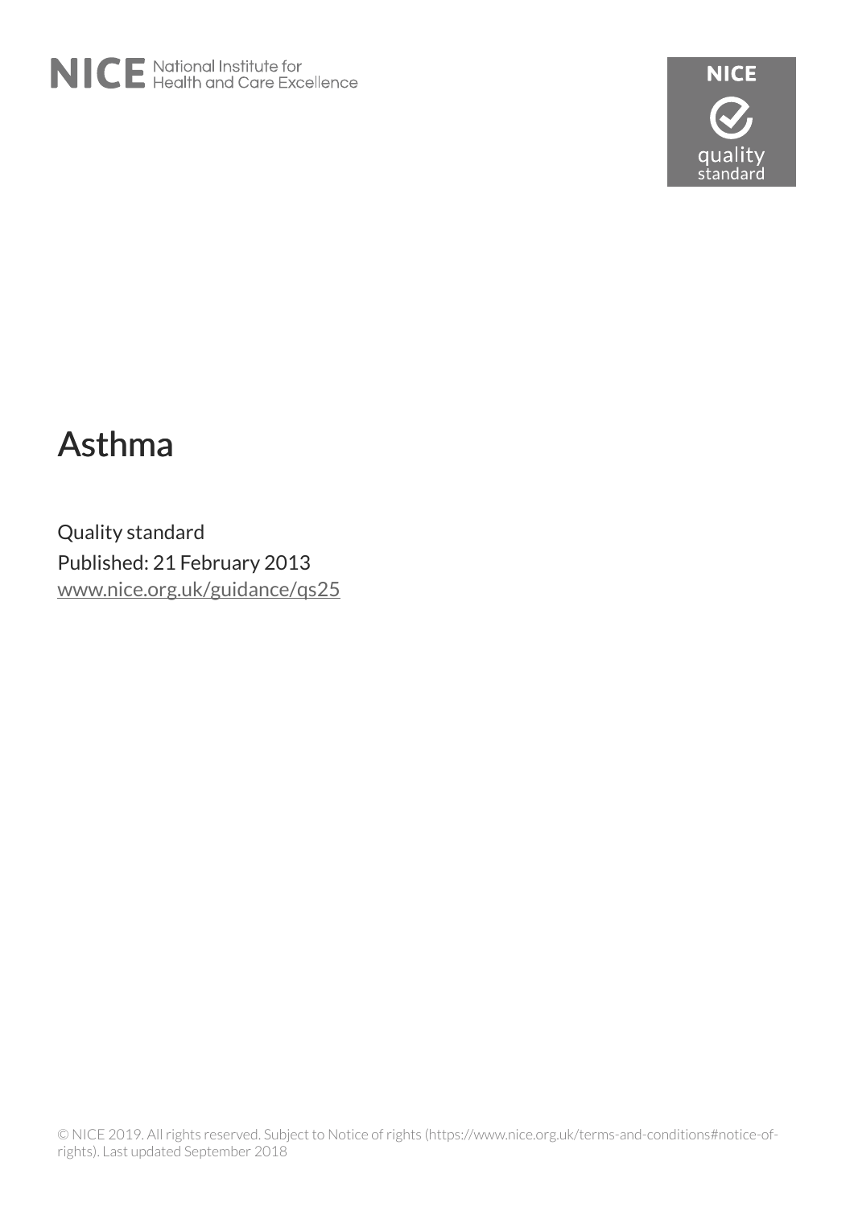NICE National Institute for Health and Care Excellence

NICE quality standard

# Asthma

Quality standard

Published: 21 February 2013

www.nice.org.uk/guidance/qs25

© NICE 2019. All rights reserved. Subject to Notice of rights (https://www.nice.org.uk/terms-and-conditions#notice-of-rights). Last updated September 2018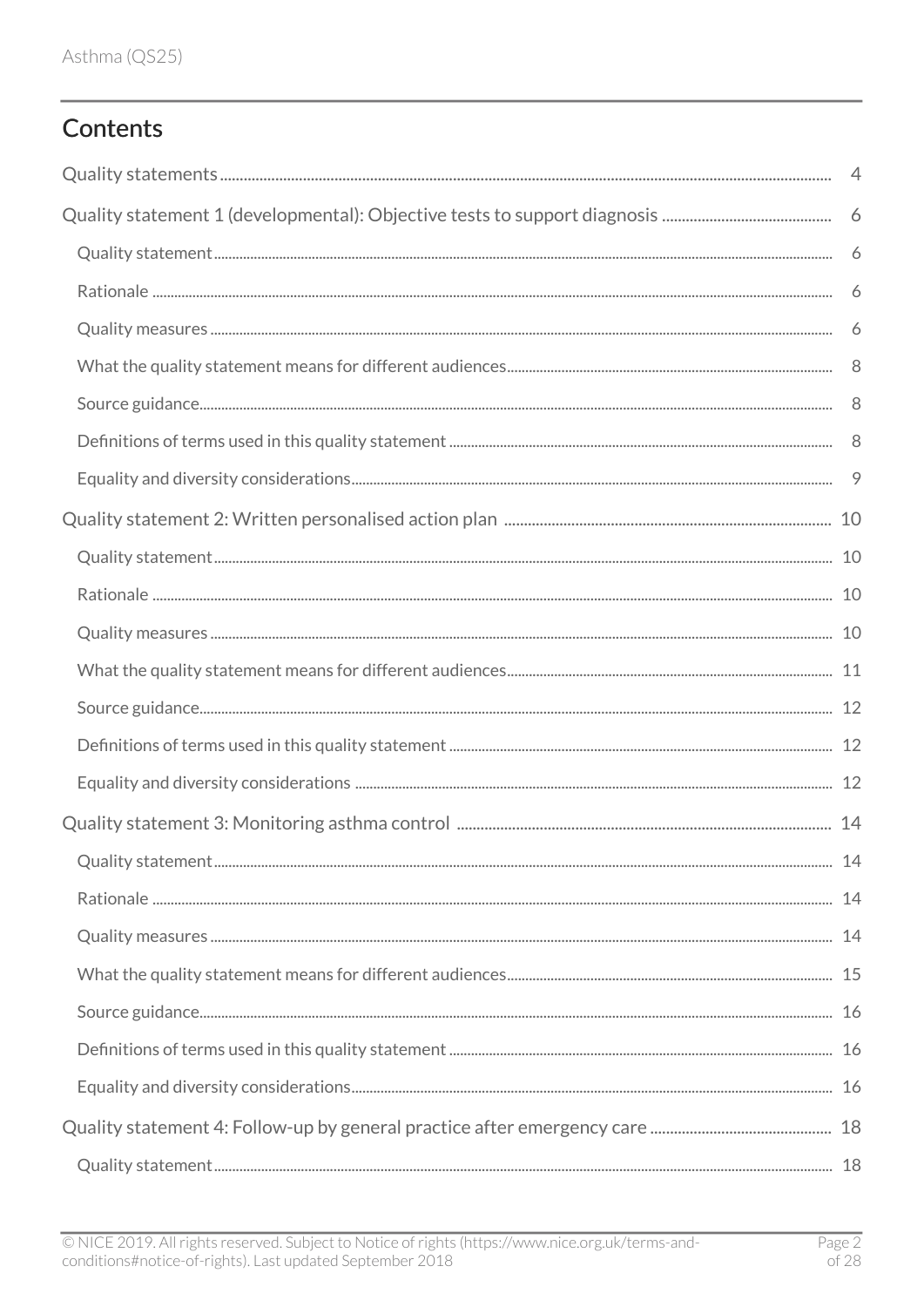## Contents

- Quality statements ... 4
- Quality statement 1 (developmental): Objective tests to support diagnosis ... 6
  - Quality statement ... 6
  - Rationale ... 6
  - Quality measures ... 6
  - What the quality statement means for different audiences ... 8
  - Source guidance ... 8
  - Definitions of terms used in this quality statement ... 8
  - Equality and diversity considerations ... 9
- Quality statement 2: Written personalised action plan ... 10
  - Quality statement ... 10
  - Rationale ... 10
  - Quality measures ... 10
  - What the quality statement means for different audiences ... 11
  - Source guidance ... 12
  - Definitions of terms used in this quality statement ... 12
  - Equality and diversity considerations ... 12
- Quality statement 3: Monitoring asthma control ... 14
  - Quality statement ... 14
  - Rationale ... 14
  - Quality measures ... 14
  - What the quality statement means for different audiences ... 15
  - Source guidance ... 16
  - Definitions of terms used in this quality statement ... 16
  - Equality and diversity considerations ... 16
- Quality statement 4: Follow-up by general practice after emergency care ... 18
  - Quality statement ... 18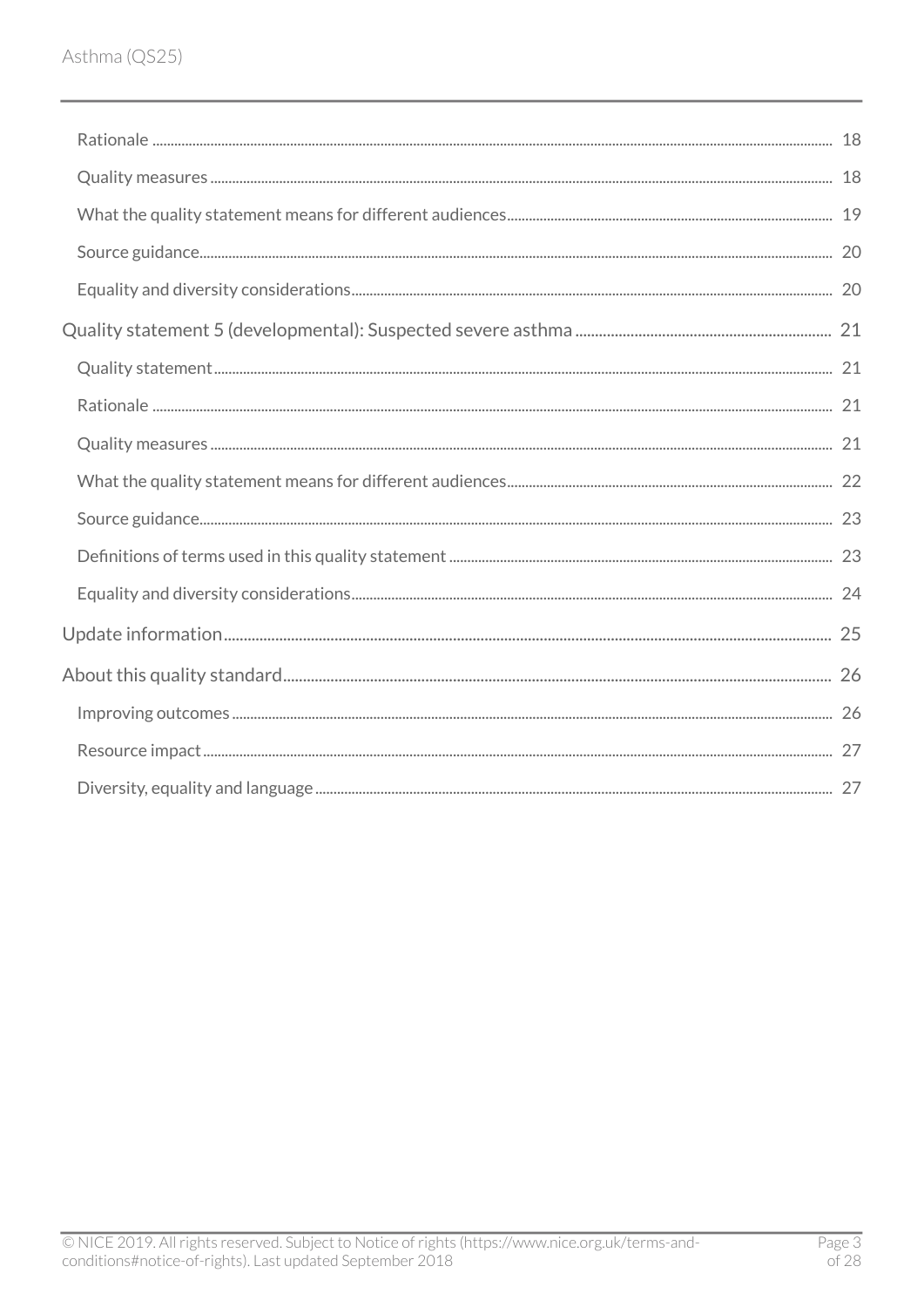- Rationale ... 18
- Quality measures ... 18
- What the quality statement means for different audiences ... 19
- Source guidance ... 20
- Equality and diversity considerations ... 20

Quality statement 5 (developmental): Suspected severe asthma ... 21

- Quality statement ... 21
- Rationale ... 21
- Quality measures ... 21
- What the quality statement means for different audiences ... 22
- Source guidance ... 23
- Definitions of terms used in this quality statement ... 23
- Equality and diversity considerations ... 24

Update information ... 25

About this quality standard ... 26

- Improving outcomes ... 26
- Resource impact ... 27
- Diversity, equality and language ... 27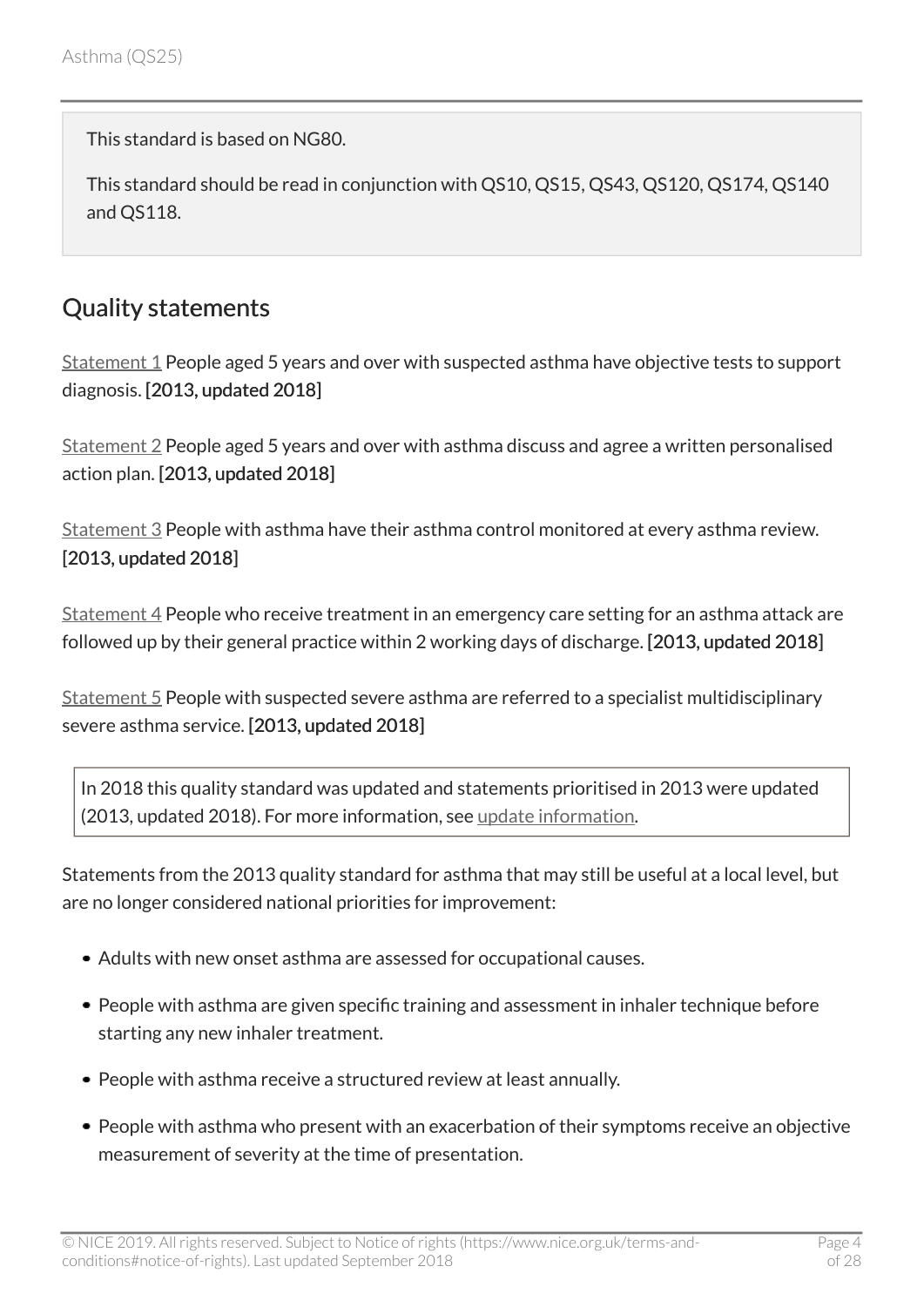This standard is based on NG80.

This standard should be read in conjunction with QS10, QS15, QS43, QS120, QS174, QS140 and QS118.

## Quality statements

Statement 1 People aged 5 years and over with suspected asthma have objective tests to support diagnosis. **[2013, updated 2018]**

Statement 2 People aged 5 years and over with asthma discuss and agree a written personalised action plan. **[2013, updated 2018]**

Statement 3 People with asthma have their asthma control monitored at every asthma review. **[2013, updated 2018]**

Statement 4 People who receive treatment in an emergency care setting for an asthma attack are followed up by their general practice within 2 working days of discharge. **[2013, updated 2018]**

Statement 5 People with suspected severe asthma are referred to a specialist multidisciplinary severe asthma service. **[2013, updated 2018]**

In 2018 this quality standard was updated and statements prioritised in 2013 were updated (2013, updated 2018). For more information, see update information.

Statements from the 2013 quality standard for asthma that may still be useful at a local level, but are no longer considered national priorities for improvement:

- Adults with new onset asthma are assessed for occupational causes.
- People with asthma are given specific training and assessment in inhaler technique before starting any new inhaler treatment.
- People with asthma receive a structured review at least annually.
- People with asthma who present with an exacerbation of their symptoms receive an objective measurement of severity at the time of presentation.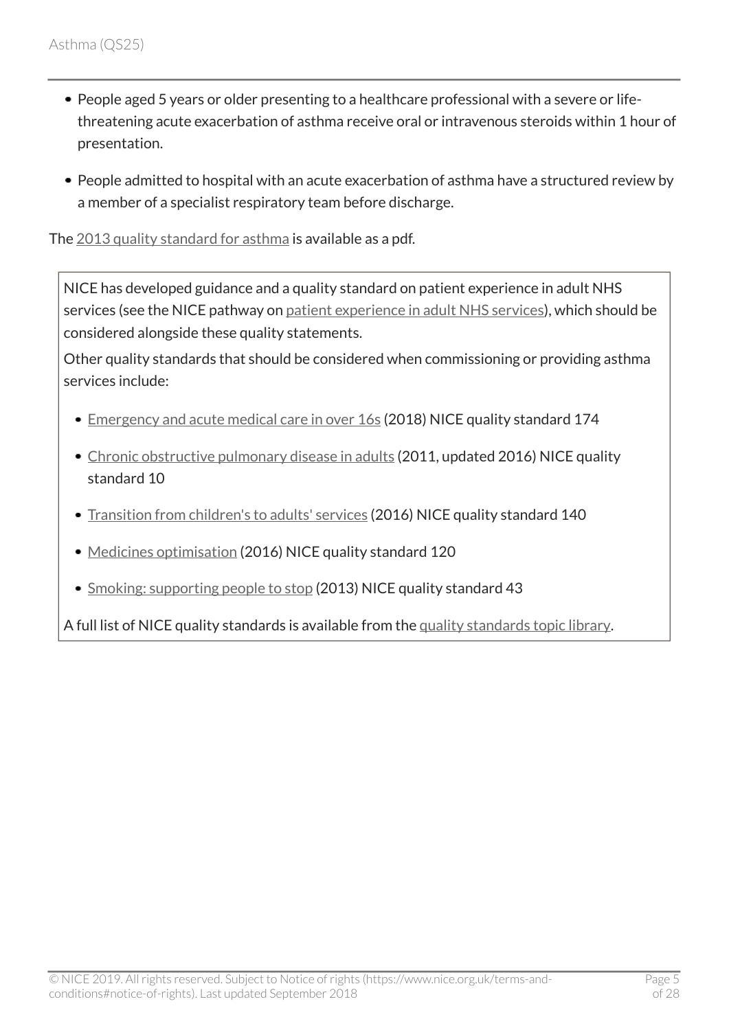- People aged 5 years or older presenting to a healthcare professional with a severe or life-threatening acute exacerbation of asthma receive oral or intravenous steroids within 1 hour of presentation.
- People admitted to hospital with an acute exacerbation of asthma have a structured review by a member of a specialist respiratory team before discharge.

The 2013 quality standard for asthma is available as a pdf.

NICE has developed guidance and a quality standard on patient experience in adult NHS services (see the NICE pathway on patient experience in adult NHS services), which should be considered alongside these quality statements.

Other quality standards that should be considered when commissioning or providing asthma services include:

- Emergency and acute medical care in over 16s (2018) NICE quality standard 174
- Chronic obstructive pulmonary disease in adults (2011, updated 2016) NICE quality standard 10
- Transition from children's to adults' services (2016) NICE quality standard 140
- Medicines optimisation (2016) NICE quality standard 120
- Smoking: supporting people to stop (2013) NICE quality standard 43

A full list of NICE quality standards is available from the quality standards topic library.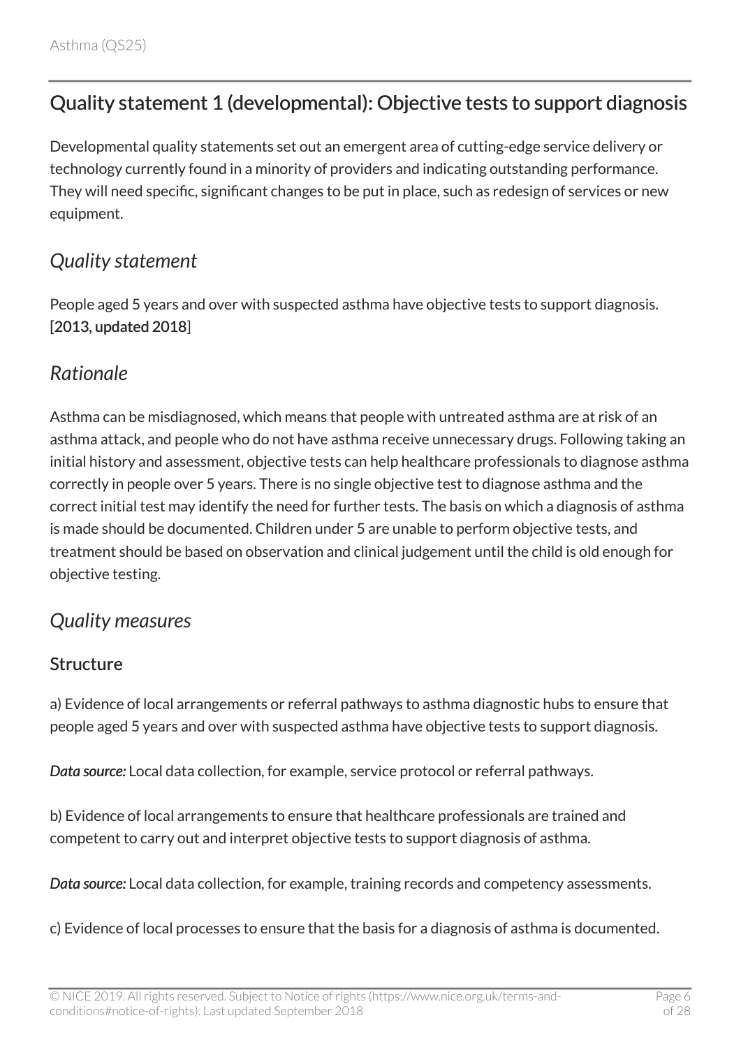## Quality statement 1 (developmental): Objective tests to support diagnosis

Developmental quality statements set out an emergent area of cutting-edge service delivery or technology currently found in a minority of providers and indicating outstanding performance. They will need specific, significant changes to be put in place, such as redesign of services or new equipment.

### *Quality statement*

People aged 5 years and over with suspected asthma have objective tests to support diagnosis. [2013, updated 2018]

### *Rationale*

Asthma can be misdiagnosed, which means that people with untreated asthma are at risk of an asthma attack, and people who do not have asthma receive unnecessary drugs. Following taking an initial history and assessment, objective tests can help healthcare professionals to diagnose asthma correctly in people over 5 years. There is no single objective test to diagnose asthma and the correct initial test may identify the need for further tests. The basis on which a diagnosis of asthma is made should be documented. Children under 5 are unable to perform objective tests, and treatment should be based on observation and clinical judgement until the child is old enough for objective testing.

### *Quality measures*

#### Structure

a) Evidence of local arrangements or referral pathways to asthma diagnostic hubs to ensure that people aged 5 years and over with suspected asthma have objective tests to support diagnosis.

***Data source:*** Local data collection, for example, service protocol or referral pathways.

b) Evidence of local arrangements to ensure that healthcare professionals are trained and competent to carry out and interpret objective tests to support diagnosis of asthma.

***Data source:*** Local data collection, for example, training records and competency assessments.

c) Evidence of local processes to ensure that the basis for a diagnosis of asthma is documented.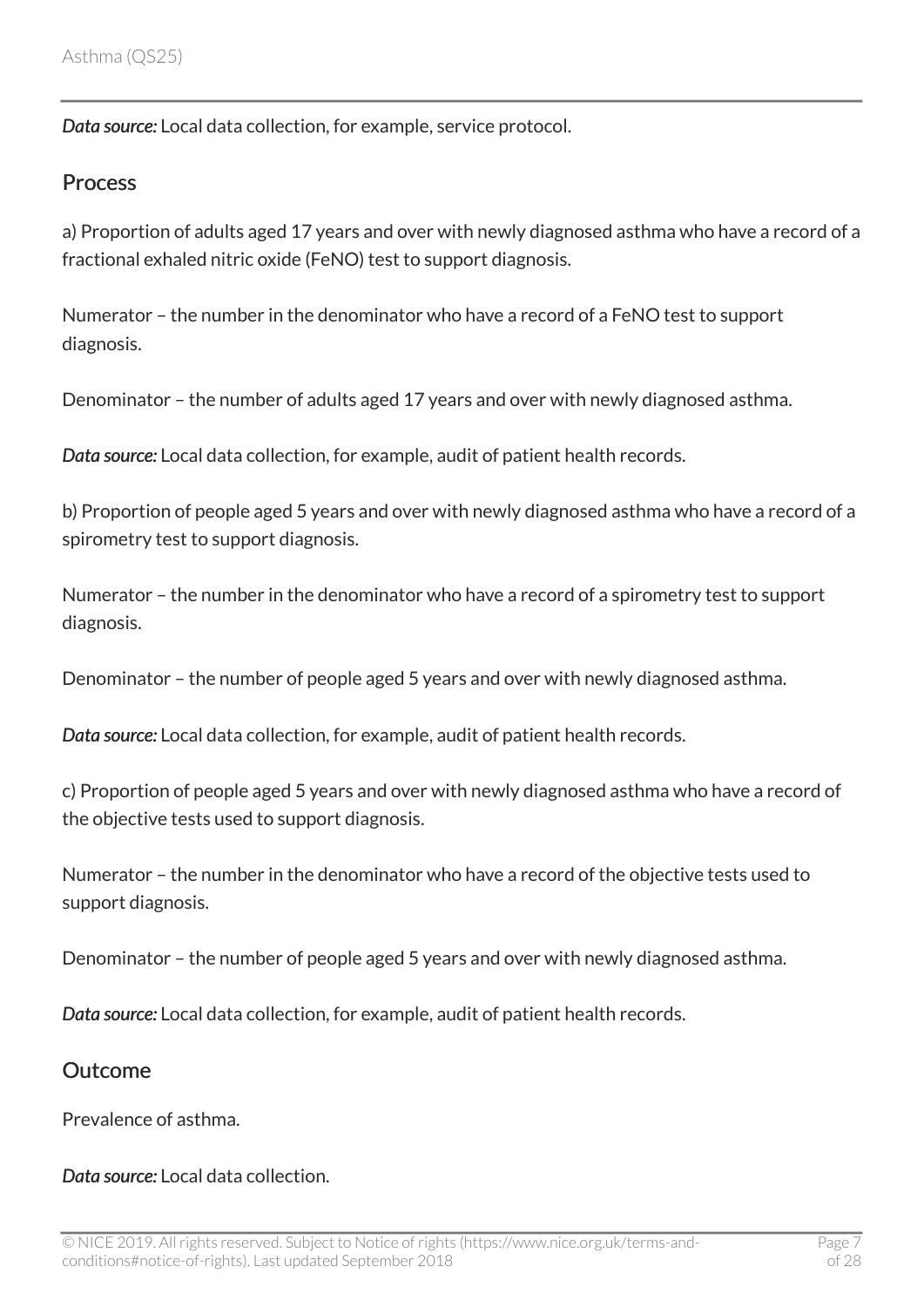*Data source:* Local data collection, for example, service protocol.

## Process

a) Proportion of adults aged 17 years and over with newly diagnosed asthma who have a record of a fractional exhaled nitric oxide (FeNO) test to support diagnosis.

Numerator – the number in the denominator who have a record of a FeNO test to support diagnosis.

Denominator – the number of adults aged 17 years and over with newly diagnosed asthma.

*Data source:* Local data collection, for example, audit of patient health records.

b) Proportion of people aged 5 years and over with newly diagnosed asthma who have a record of a spirometry test to support diagnosis.

Numerator – the number in the denominator who have a record of a spirometry test to support diagnosis.

Denominator – the number of people aged 5 years and over with newly diagnosed asthma.

*Data source:* Local data collection, for example, audit of patient health records.

c) Proportion of people aged 5 years and over with newly diagnosed asthma who have a record of the objective tests used to support diagnosis.

Numerator – the number in the denominator who have a record of the objective tests used to support diagnosis.

Denominator – the number of people aged 5 years and over with newly diagnosed asthma.

*Data source:* Local data collection, for example, audit of patient health records.

## Outcome

Prevalence of asthma.

*Data source:* Local data collection.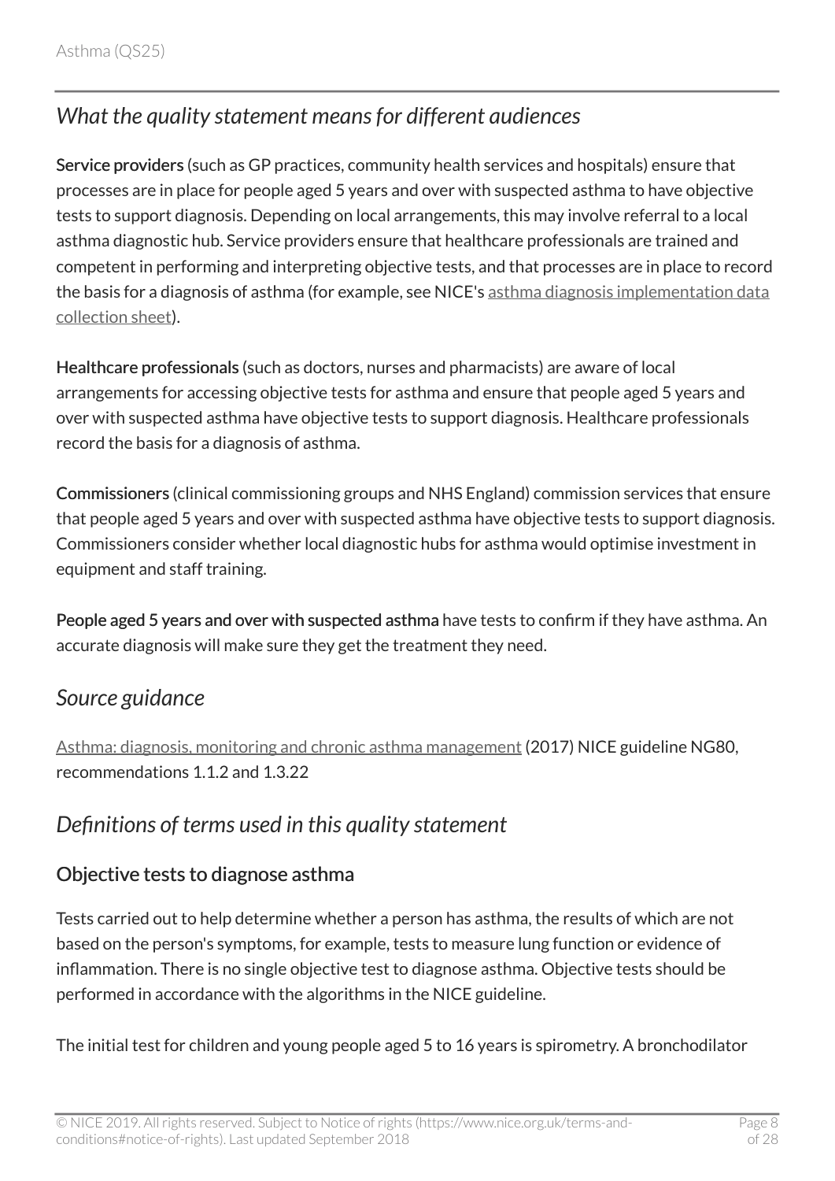## *What the quality statement means for different audiences*

**Service providers** (such as GP practices, community health services and hospitals) ensure that processes are in place for people aged 5 years and over with suspected asthma to have objective tests to support diagnosis. Depending on local arrangements, this may involve referral to a local asthma diagnostic hub. Service providers ensure that healthcare professionals are trained and competent in performing and interpreting objective tests, and that processes are in place to record the basis for a diagnosis of asthma (for example, see NICE's asthma diagnosis implementation data collection sheet).

**Healthcare professionals** (such as doctors, nurses and pharmacists) are aware of local arrangements for accessing objective tests for asthma and ensure that people aged 5 years and over with suspected asthma have objective tests to support diagnosis. Healthcare professionals record the basis for a diagnosis of asthma.

**Commissioners** (clinical commissioning groups and NHS England) commission services that ensure that people aged 5 years and over with suspected asthma have objective tests to support diagnosis. Commissioners consider whether local diagnostic hubs for asthma would optimise investment in equipment and staff training.

**People aged 5 years and over with suspected asthma** have tests to confirm if they have asthma. An accurate diagnosis will make sure they get the treatment they need.

## *Source guidance*

Asthma: diagnosis, monitoring and chronic asthma management (2017) NICE guideline NG80, recommendations 1.1.2 and 1.3.22

## *Definitions of terms used in this quality statement*

### Objective tests to diagnose asthma

Tests carried out to help determine whether a person has asthma, the results of which are not based on the person's symptoms, for example, tests to measure lung function or evidence of inflammation. There is no single objective test to diagnose asthma. Objective tests should be performed in accordance with the algorithms in the NICE guideline.

The initial test for children and young people aged 5 to 16 years is spirometry. A bronchodilator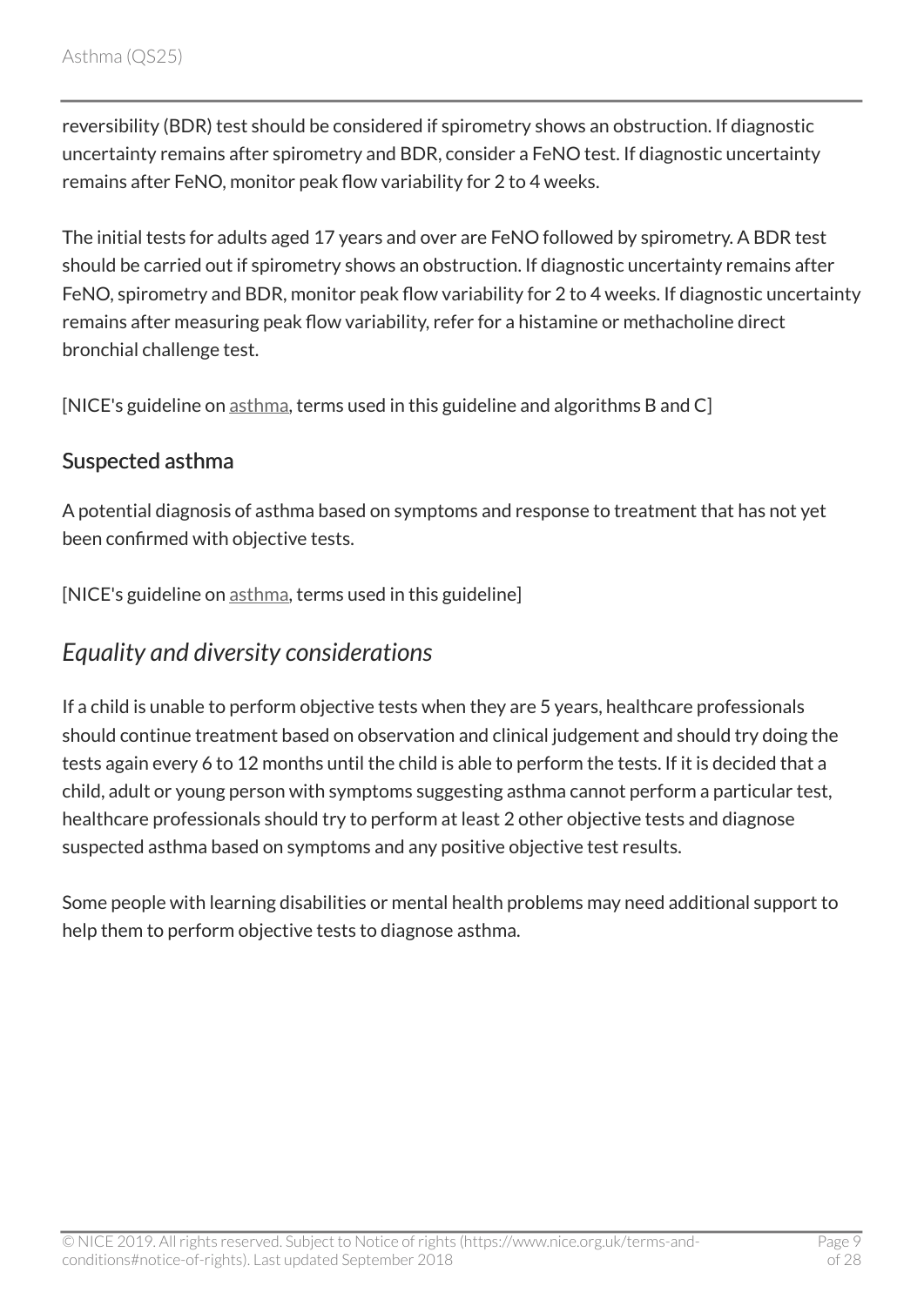reversibility (BDR) test should be considered if spirometry shows an obstruction. If diagnostic uncertainty remains after spirometry and BDR, consider a FeNO test. If diagnostic uncertainty remains after FeNO, monitor peak flow variability for 2 to 4 weeks.

The initial tests for adults aged 17 years and over are FeNO followed by spirometry. A BDR test should be carried out if spirometry shows an obstruction. If diagnostic uncertainty remains after FeNO, spirometry and BDR, monitor peak flow variability for 2 to 4 weeks. If diagnostic uncertainty remains after measuring peak flow variability, refer for a histamine or methacholine direct bronchial challenge test.

[NICE's guideline on asthma, terms used in this guideline and algorithms B and C]

### Suspected asthma

A potential diagnosis of asthma based on symptoms and response to treatment that has not yet been confirmed with objective tests.

[NICE's guideline on asthma, terms used in this guideline]

## *Equality and diversity considerations*

If a child is unable to perform objective tests when they are 5 years, healthcare professionals should continue treatment based on observation and clinical judgement and should try doing the tests again every 6 to 12 months until the child is able to perform the tests. If it is decided that a child, adult or young person with symptoms suggesting asthma cannot perform a particular test, healthcare professionals should try to perform at least 2 other objective tests and diagnose suspected asthma based on symptoms and any positive objective test results.

Some people with learning disabilities or mental health problems may need additional support to help them to perform objective tests to diagnose asthma.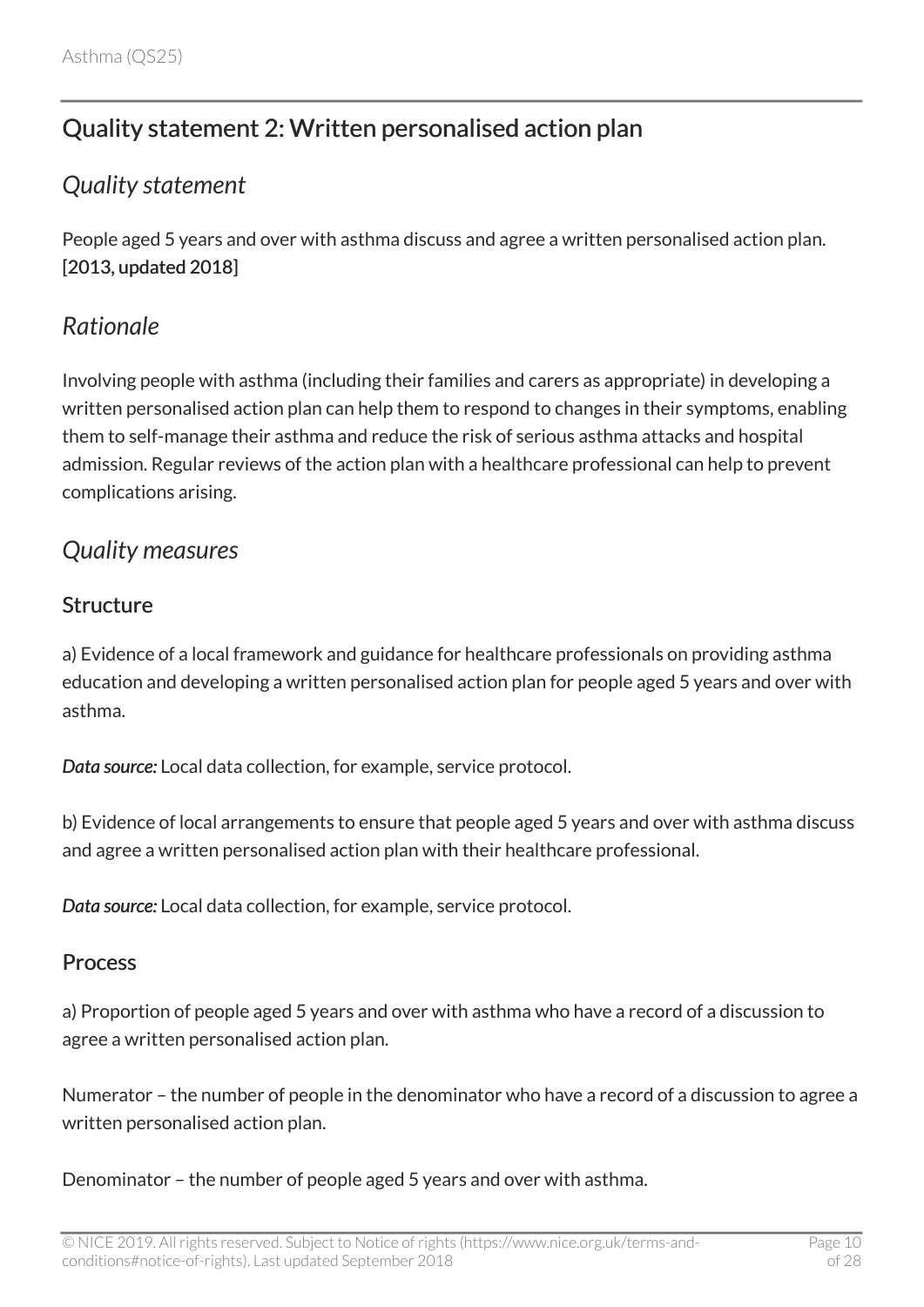## Quality statement 2: Written personalised action plan

### *Quality statement*

People aged 5 years and over with asthma discuss and agree a written personalised action plan. [2013, updated 2018]

### *Rationale*

Involving people with asthma (including their families and carers as appropriate) in developing a written personalised action plan can help them to respond to changes in their symptoms, enabling them to self-manage their asthma and reduce the risk of serious asthma attacks and hospital admission. Regular reviews of the action plan with a healthcare professional can help to prevent complications arising.

### *Quality measures*

#### Structure

a) Evidence of a local framework and guidance for healthcare professionals on providing asthma education and developing a written personalised action plan for people aged 5 years and over with asthma.

***Data source:*** Local data collection, for example, service protocol.

b) Evidence of local arrangements to ensure that people aged 5 years and over with asthma discuss and agree a written personalised action plan with their healthcare professional.

***Data source:*** Local data collection, for example, service protocol.

#### Process

a) Proportion of people aged 5 years and over with asthma who have a record of a discussion to agree a written personalised action plan.

Numerator – the number of people in the denominator who have a record of a discussion to agree a written personalised action plan.

Denominator – the number of people aged 5 years and over with asthma.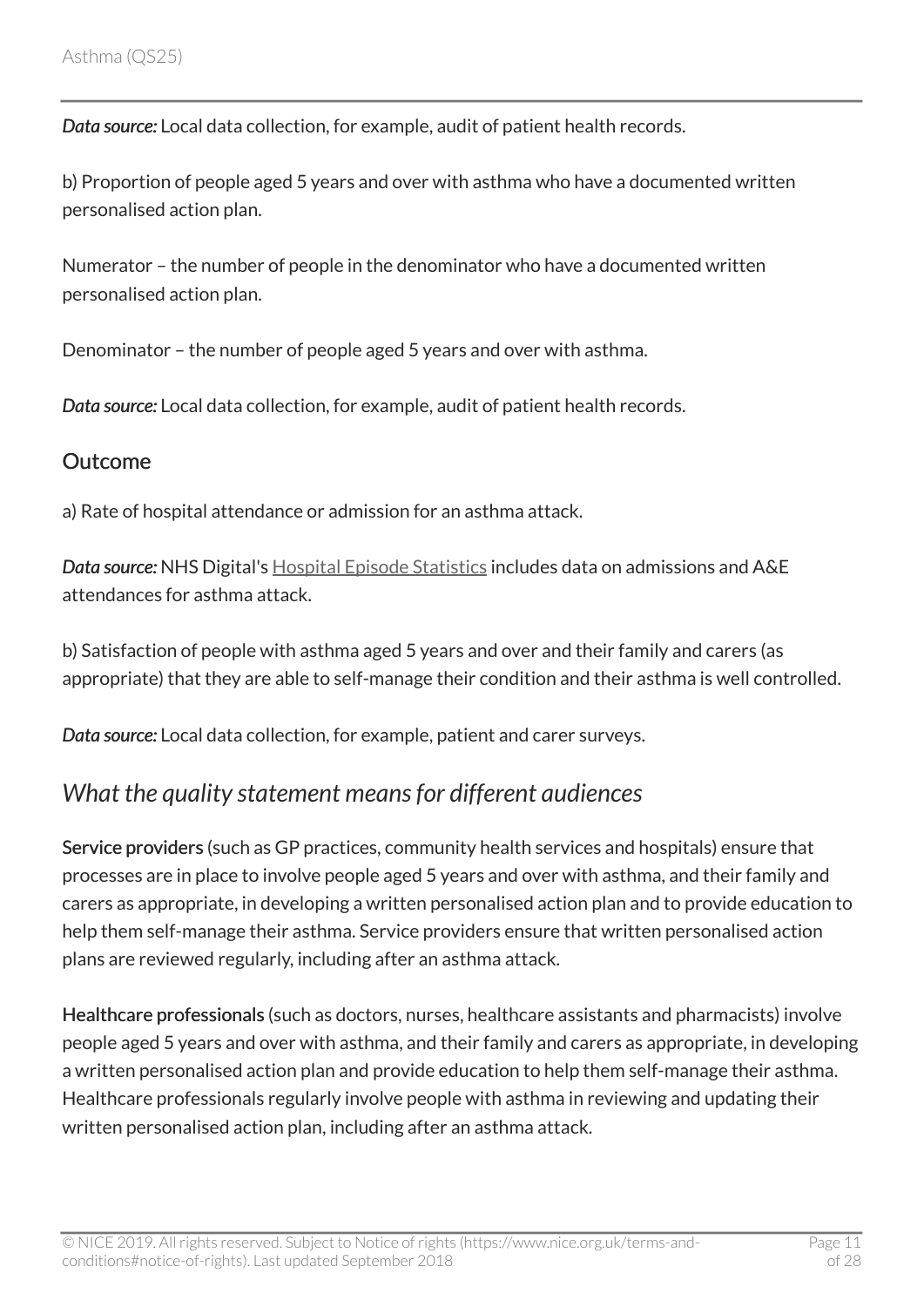*Data source:* Local data collection, for example, audit of patient health records.

b) Proportion of people aged 5 years and over with asthma who have a documented written personalised action plan.

Numerator – the number of people in the denominator who have a documented written personalised action plan.

Denominator – the number of people aged 5 years and over with asthma.

*Data source:* Local data collection, for example, audit of patient health records.

### Outcome

a) Rate of hospital attendance or admission for an asthma attack.

*Data source:* NHS Digital's Hospital Episode Statistics includes data on admissions and A&E attendances for asthma attack.

b) Satisfaction of people with asthma aged 5 years and over and their family and carers (as appropriate) that they are able to self-manage their condition and their asthma is well controlled.

*Data source:* Local data collection, for example, patient and carer surveys.

## *What the quality statement means for different audiences*

**Service providers** (such as GP practices, community health services and hospitals) ensure that processes are in place to involve people aged 5 years and over with asthma, and their family and carers as appropriate, in developing a written personalised action plan and to provide education to help them self-manage their asthma. Service providers ensure that written personalised action plans are reviewed regularly, including after an asthma attack.

**Healthcare professionals** (such as doctors, nurses, healthcare assistants and pharmacists) involve people aged 5 years and over with asthma, and their family and carers as appropriate, in developing a written personalised action plan and provide education to help them self-manage their asthma. Healthcare professionals regularly involve people with asthma in reviewing and updating their written personalised action plan, including after an asthma attack.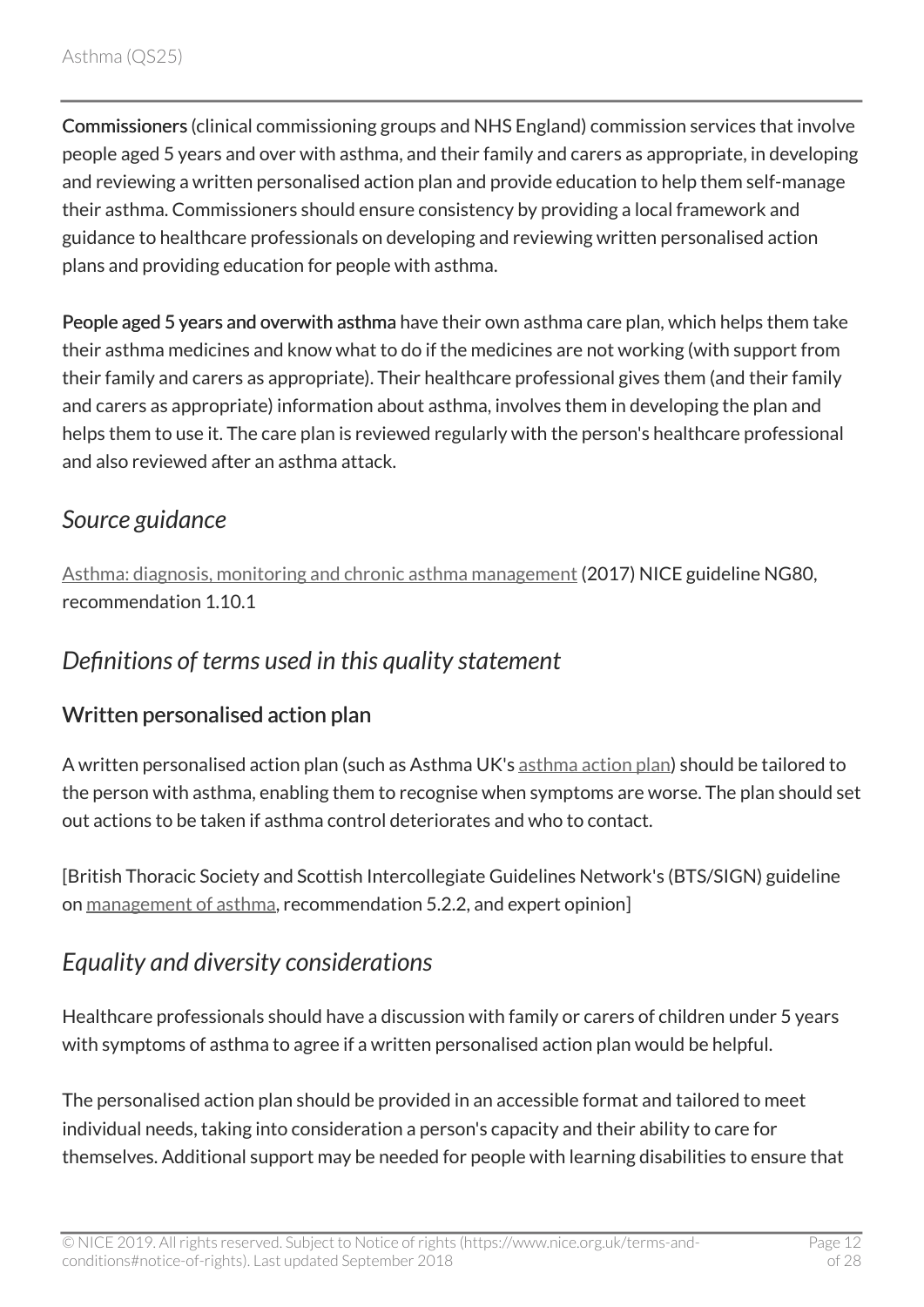**Commissioners** (clinical commissioning groups and NHS England) commission services that involve people aged 5 years and over with asthma, and their family and carers as appropriate, in developing and reviewing a written personalised action plan and provide education to help them self-manage their asthma. Commissioners should ensure consistency by providing a local framework and guidance to healthcare professionals on developing and reviewing written personalised action plans and providing education for people with asthma.

**People aged 5 years and overwith asthma** have their own asthma care plan, which helps them take their asthma medicines and know what to do if the medicines are not working (with support from their family and carers as appropriate). Their healthcare professional gives them (and their family and carers as appropriate) information about asthma, involves them in developing the plan and helps them to use it. The care plan is reviewed regularly with the person's healthcare professional and also reviewed after an asthma attack.

## *Source guidance*

Asthma: diagnosis, monitoring and chronic asthma management (2017) NICE guideline NG80, recommendation 1.10.1

## *Definitions of terms used in this quality statement*

### Written personalised action plan

A written personalised action plan (such as Asthma UK's asthma action plan) should be tailored to the person with asthma, enabling them to recognise when symptoms are worse. The plan should set out actions to be taken if asthma control deteriorates and who to contact.

[British Thoracic Society and Scottish Intercollegiate Guidelines Network's (BTS/SIGN) guideline on management of asthma, recommendation 5.2.2, and expert opinion]

## *Equality and diversity considerations*

Healthcare professionals should have a discussion with family or carers of children under 5 years with symptoms of asthma to agree if a written personalised action plan would be helpful.

The personalised action plan should be provided in an accessible format and tailored to meet individual needs, taking into consideration a person's capacity and their ability to care for themselves. Additional support may be needed for people with learning disabilities to ensure that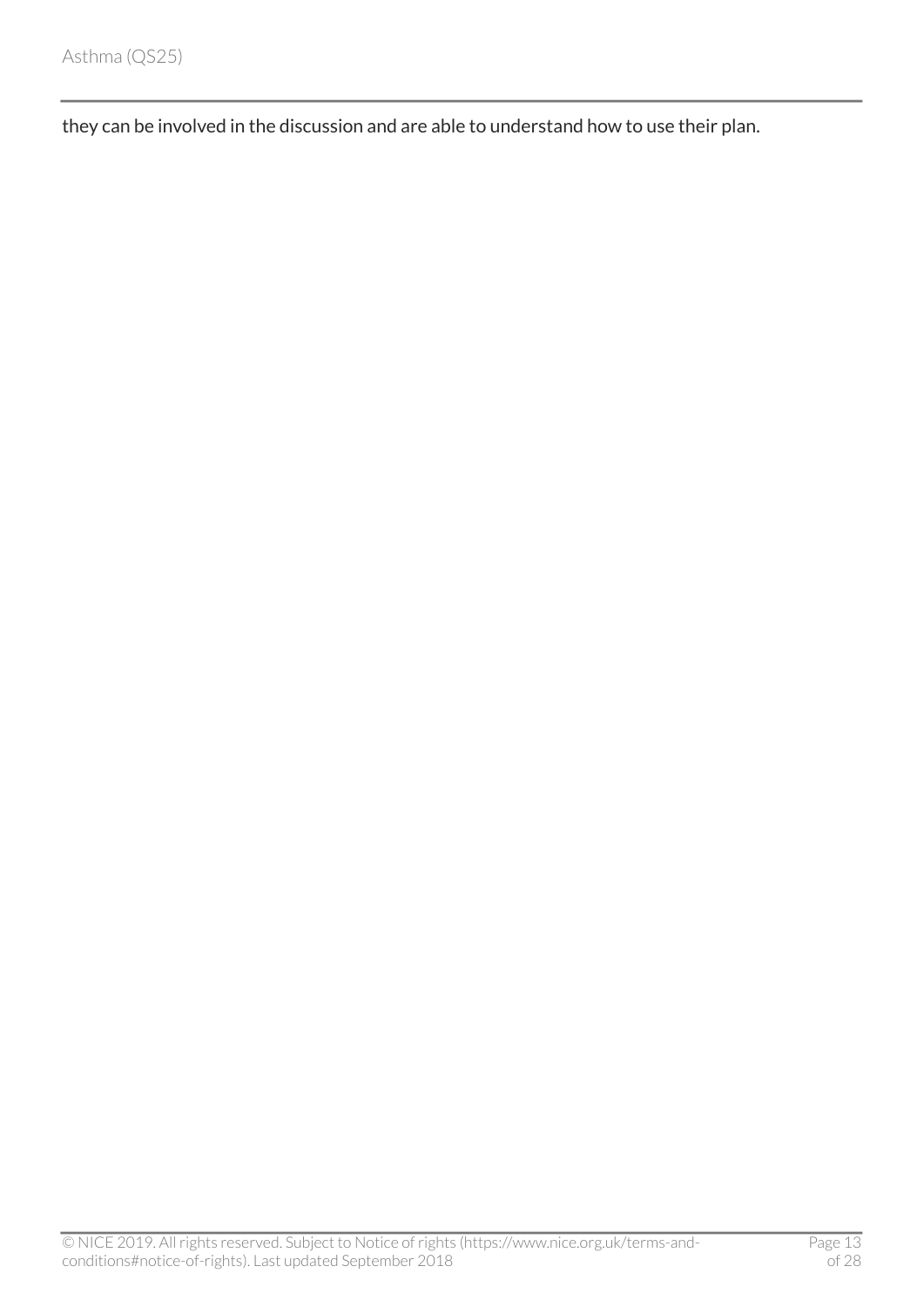they can be involved in the discussion and are able to understand how to use their plan.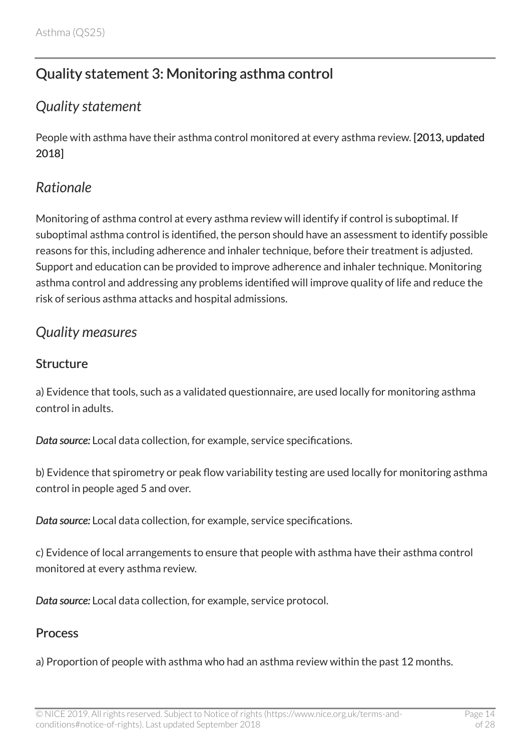## Quality statement 3: Monitoring asthma control

### *Quality statement*

People with asthma have their asthma control monitored at every asthma review. **[2013, updated 2018]**

### *Rationale*

Monitoring of asthma control at every asthma review will identify if control is suboptimal. If suboptimal asthma control is identified, the person should have an assessment to identify possible reasons for this, including adherence and inhaler technique, before their treatment is adjusted. Support and education can be provided to improve adherence and inhaler technique. Monitoring asthma control and addressing any problems identified will improve quality of life and reduce the risk of serious asthma attacks and hospital admissions.

### *Quality measures*

#### Structure

a) Evidence that tools, such as a validated questionnaire, are used locally for monitoring asthma control in adults.

***Data source:*** Local data collection, for example, service specifications.

b) Evidence that spirometry or peak flow variability testing are used locally for monitoring asthma control in people aged 5 and over.

***Data source:*** Local data collection, for example, service specifications.

c) Evidence of local arrangements to ensure that people with asthma have their asthma control monitored at every asthma review.

***Data source:*** Local data collection, for example, service protocol.

#### Process

a) Proportion of people with asthma who had an asthma review within the past 12 months.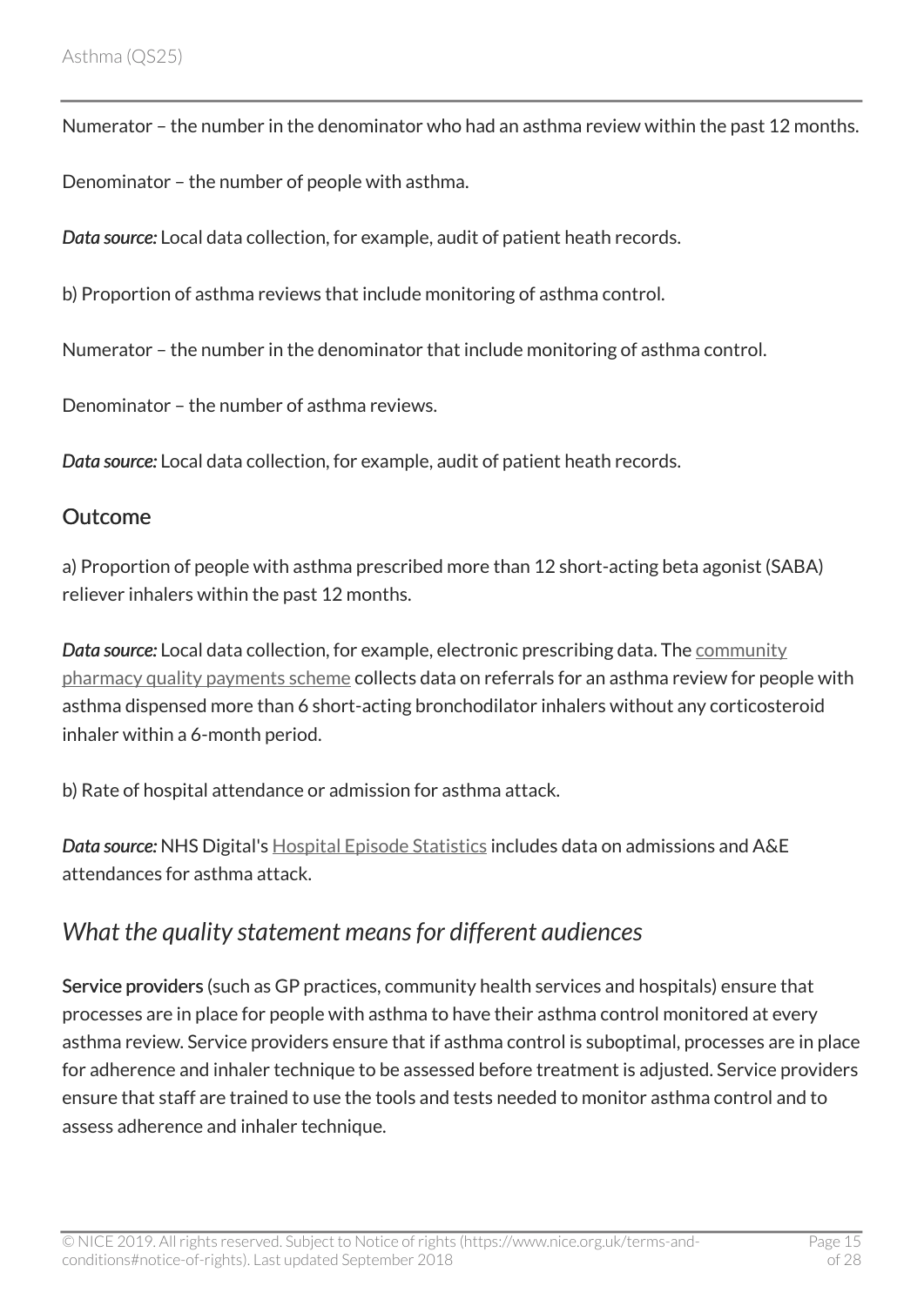Numerator – the number in the denominator who had an asthma review within the past 12 months.

Denominator – the number of people with asthma.

*Data source:* Local data collection, for example, audit of patient heath records.

b) Proportion of asthma reviews that include monitoring of asthma control.

Numerator – the number in the denominator that include monitoring of asthma control.

Denominator – the number of asthma reviews.

*Data source:* Local data collection, for example, audit of patient heath records.

### Outcome

a) Proportion of people with asthma prescribed more than 12 short-acting beta agonist (SABA) reliever inhalers within the past 12 months.

*Data source:* Local data collection, for example, electronic prescribing data. The community pharmacy quality payments scheme collects data on referrals for an asthma review for people with asthma dispensed more than 6 short-acting bronchodilator inhalers without any corticosteroid inhaler within a 6-month period.

b) Rate of hospital attendance or admission for asthma attack.

*Data source:* NHS Digital's Hospital Episode Statistics includes data on admissions and A&E attendances for asthma attack.

## *What the quality statement means for different audiences*

**Service providers** (such as GP practices, community health services and hospitals) ensure that processes are in place for people with asthma to have their asthma control monitored at every asthma review. Service providers ensure that if asthma control is suboptimal, processes are in place for adherence and inhaler technique to be assessed before treatment is adjusted. Service providers ensure that staff are trained to use the tools and tests needed to monitor asthma control and to assess adherence and inhaler technique.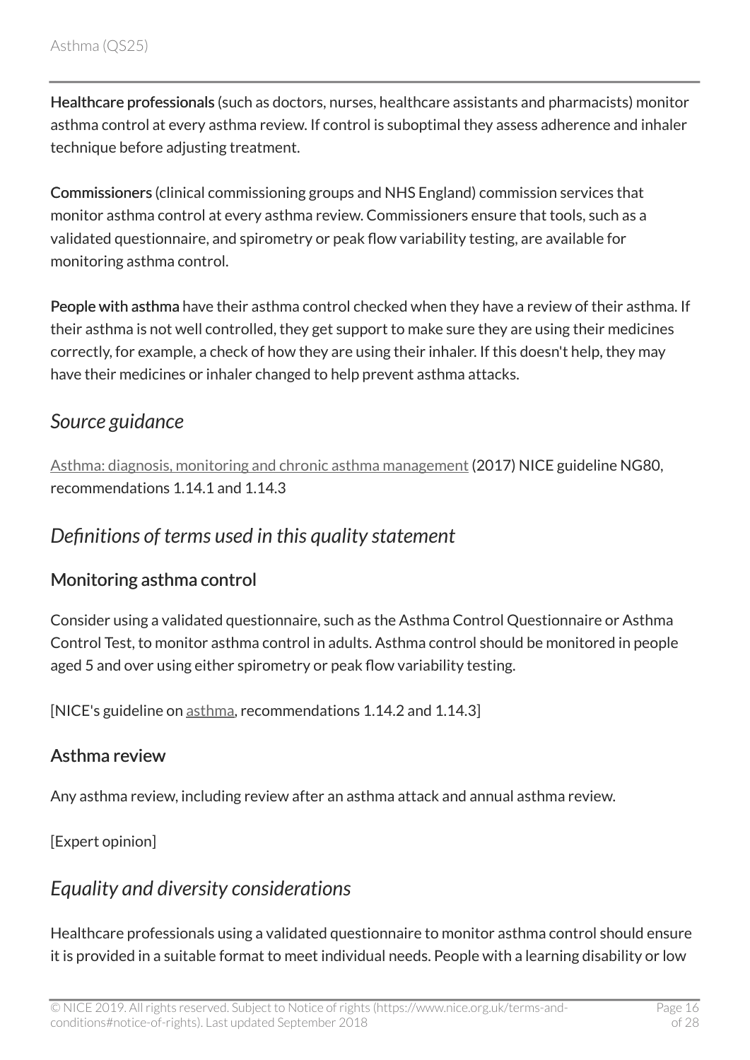**Healthcare professionals** (such as doctors, nurses, healthcare assistants and pharmacists) monitor asthma control at every asthma review. If control is suboptimal they assess adherence and inhaler technique before adjusting treatment.

**Commissioners** (clinical commissioning groups and NHS England) commission services that monitor asthma control at every asthma review. Commissioners ensure that tools, such as a validated questionnaire, and spirometry or peak flow variability testing, are available for monitoring asthma control.

**People with asthma** have their asthma control checked when they have a review of their asthma. If their asthma is not well controlled, they get support to make sure they are using their medicines correctly, for example, a check of how they are using their inhaler. If this doesn't help, they may have their medicines or inhaler changed to help prevent asthma attacks.

## *Source guidance*

Asthma: diagnosis, monitoring and chronic asthma management (2017) NICE guideline NG80, recommendations 1.14.1 and 1.14.3

## *Definitions of terms used in this quality statement*

### Monitoring asthma control

Consider using a validated questionnaire, such as the Asthma Control Questionnaire or Asthma Control Test, to monitor asthma control in adults. Asthma control should be monitored in people aged 5 and over using either spirometry or peak flow variability testing.

[NICE's guideline on asthma, recommendations 1.14.2 and 1.14.3]

### Asthma review

Any asthma review, including review after an asthma attack and annual asthma review.

[Expert opinion]

## *Equality and diversity considerations*

Healthcare professionals using a validated questionnaire to monitor asthma control should ensure it is provided in a suitable format to meet individual needs. People with a learning disability or low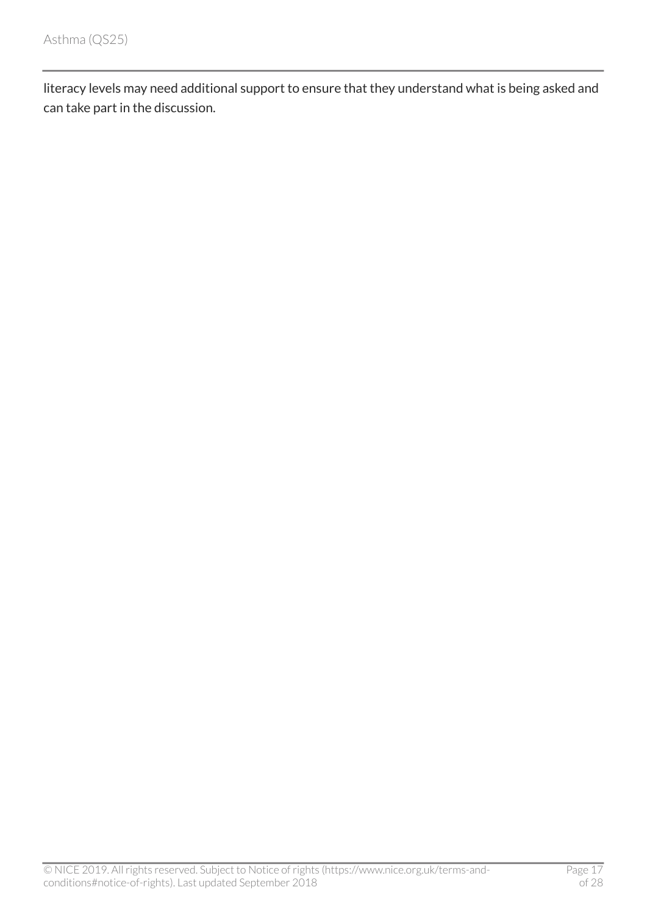literacy levels may need additional support to ensure that they understand what is being asked and can take part in the discussion.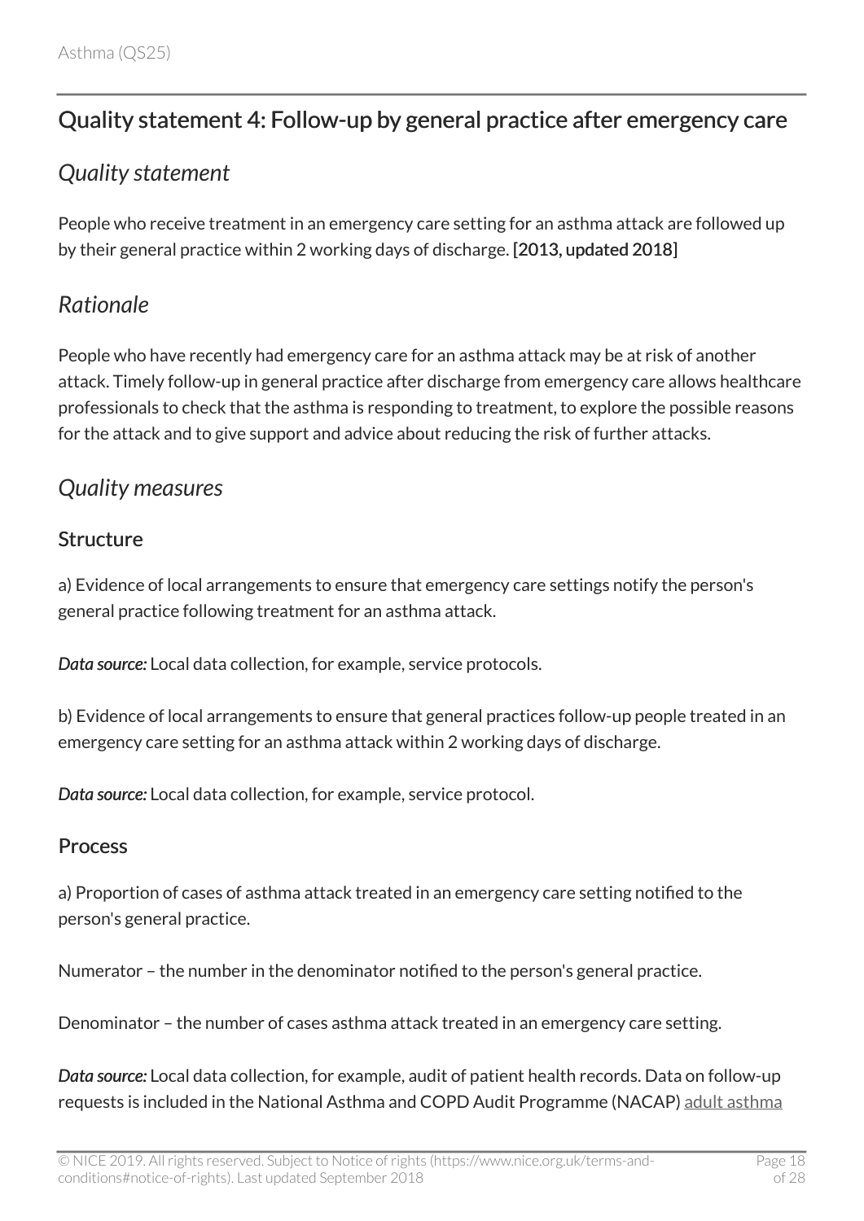## Quality statement 4: Follow-up by general practice after emergency care

### *Quality statement*

People who receive treatment in an emergency care setting for an asthma attack are followed up by their general practice within 2 working days of discharge. **[2013, updated 2018]**

### *Rationale*

People who have recently had emergency care for an asthma attack may be at risk of another attack. Timely follow-up in general practice after discharge from emergency care allows healthcare professionals to check that the asthma is responding to treatment, to explore the possible reasons for the attack and to give support and advice about reducing the risk of further attacks.

### *Quality measures*

#### Structure

a) Evidence of local arrangements to ensure that emergency care settings notify the person's general practice following treatment for an asthma attack.

***Data source:*** Local data collection, for example, service protocols.

b) Evidence of local arrangements to ensure that general practices follow-up people treated in an emergency care setting for an asthma attack within 2 working days of discharge.

***Data source:*** Local data collection, for example, service protocol.

#### Process

a) Proportion of cases of asthma attack treated in an emergency care setting notified to the person's general practice.

Numerator – the number in the denominator notified to the person's general practice.

Denominator – the number of cases asthma attack treated in an emergency care setting.

***Data source:*** Local data collection, for example, audit of patient health records. Data on follow-up requests is included in the National Asthma and COPD Audit Programme (NACAP) adult asthma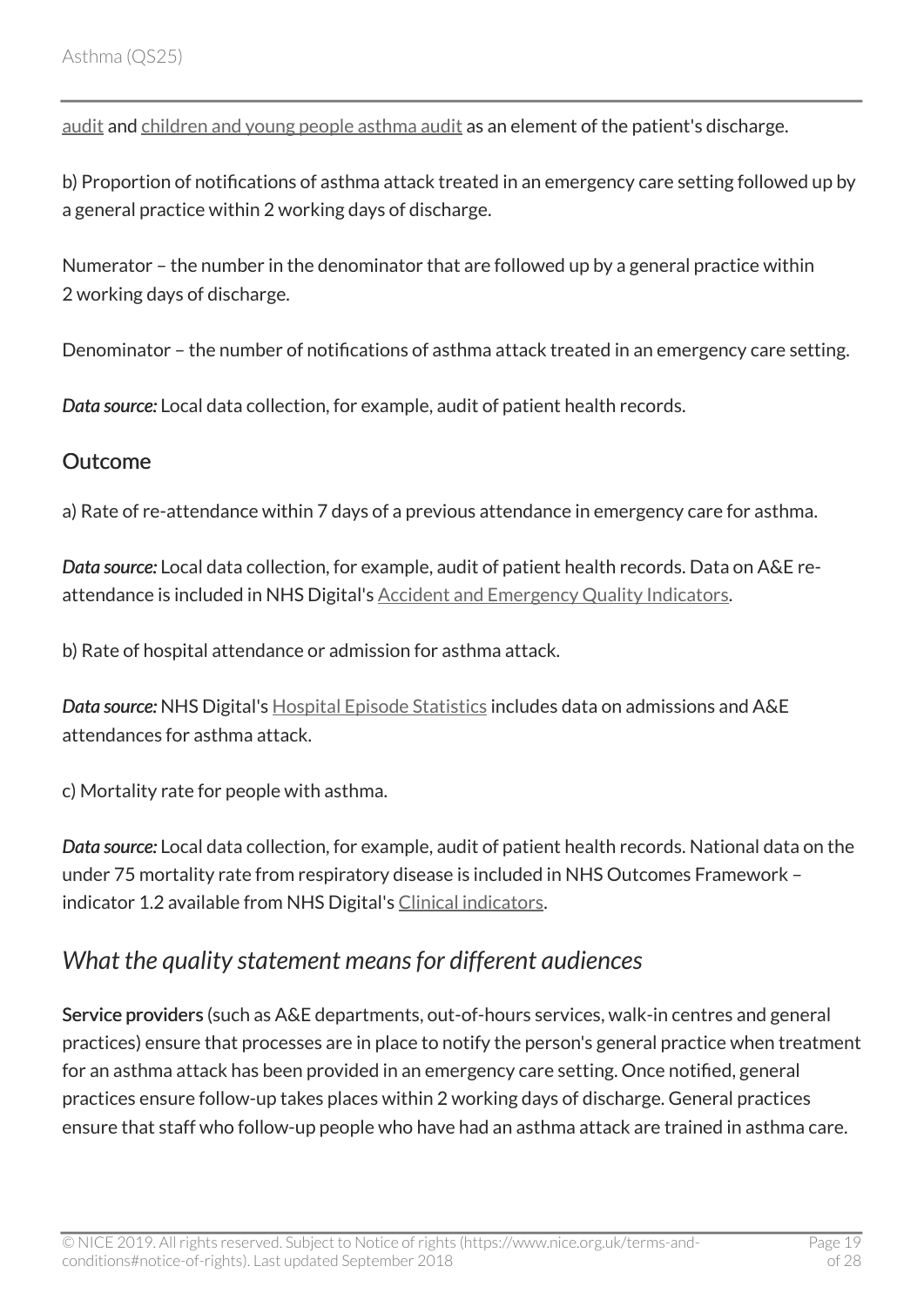audit and children and young people asthma audit as an element of the patient's discharge.

b) Proportion of notifications of asthma attack treated in an emergency care setting followed up by a general practice within 2 working days of discharge.

Numerator – the number in the denominator that are followed up by a general practice within 2 working days of discharge.

Denominator – the number of notifications of asthma attack treated in an emergency care setting.

*Data source:* Local data collection, for example, audit of patient health records.

### Outcome

a) Rate of re-attendance within 7 days of a previous attendance in emergency care for asthma.

*Data source:* Local data collection, for example, audit of patient health records. Data on A&E re-attendance is included in NHS Digital's Accident and Emergency Quality Indicators.

b) Rate of hospital attendance or admission for asthma attack.

*Data source:* NHS Digital's Hospital Episode Statistics includes data on admissions and A&E attendances for asthma attack.

c) Mortality rate for people with asthma.

*Data source:* Local data collection, for example, audit of patient health records. National data on the under 75 mortality rate from respiratory disease is included in NHS Outcomes Framework – indicator 1.2 available from NHS Digital's Clinical indicators.

## *What the quality statement means for different audiences*

**Service providers** (such as A&E departments, out-of-hours services, walk-in centres and general practices) ensure that processes are in place to notify the person's general practice when treatment for an asthma attack has been provided in an emergency care setting. Once notified, general practices ensure follow-up takes places within 2 working days of discharge. General practices ensure that staff who follow-up people who have had an asthma attack are trained in asthma care.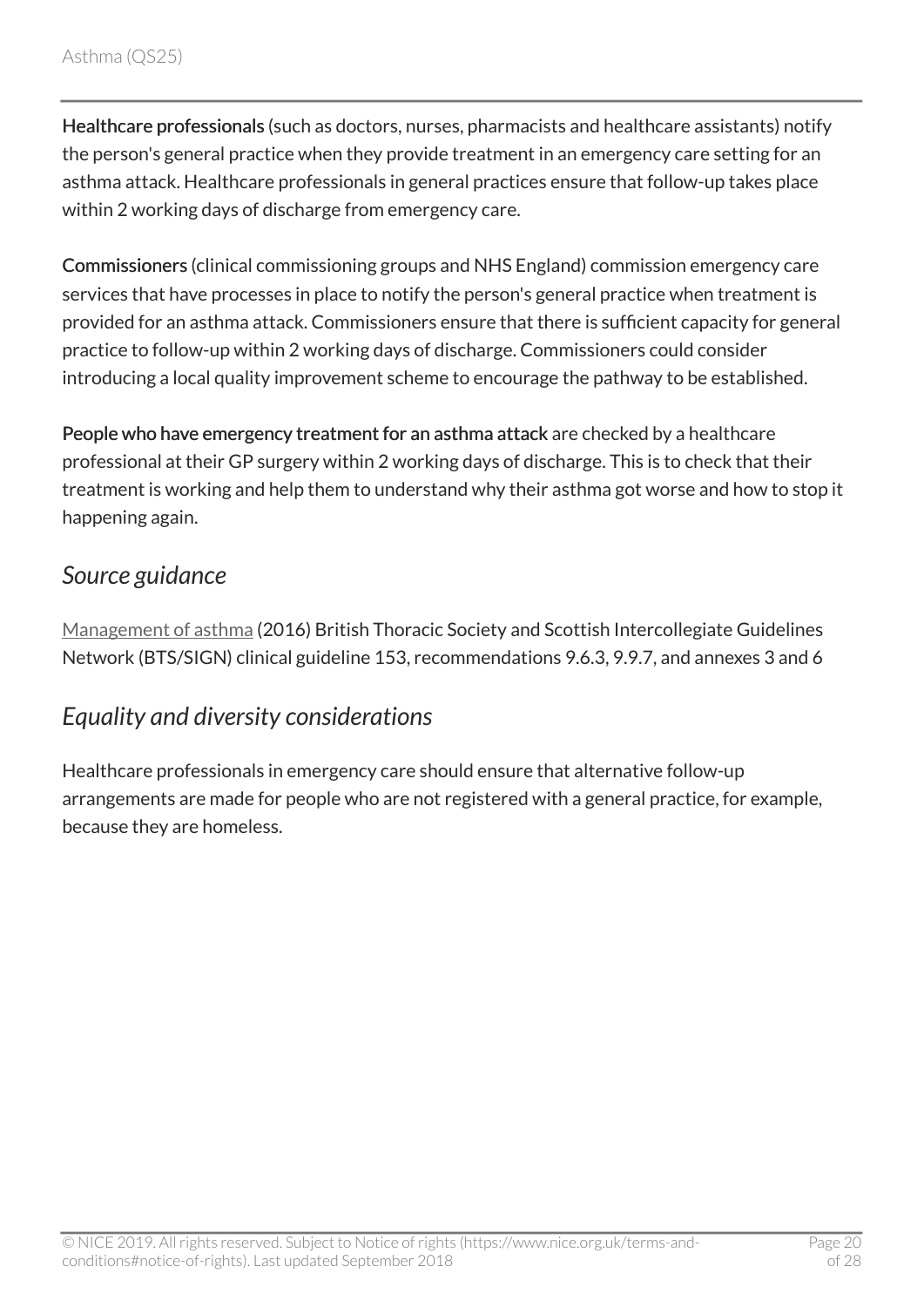**Healthcare professionals** (such as doctors, nurses, pharmacists and healthcare assistants) notify the person's general practice when they provide treatment in an emergency care setting for an asthma attack. Healthcare professionals in general practices ensure that follow-up takes place within 2 working days of discharge from emergency care.

**Commissioners** (clinical commissioning groups and NHS England) commission emergency care services that have processes in place to notify the person's general practice when treatment is provided for an asthma attack. Commissioners ensure that there is sufficient capacity for general practice to follow-up within 2 working days of discharge. Commissioners could consider introducing a local quality improvement scheme to encourage the pathway to be established.

**People who have emergency treatment for an asthma attack** are checked by a healthcare professional at their GP surgery within 2 working days of discharge. This is to check that their treatment is working and help them to understand why their asthma got worse and how to stop it happening again.

### *Source guidance*

Management of asthma (2016) British Thoracic Society and Scottish Intercollegiate Guidelines Network (BTS/SIGN) clinical guideline 153, recommendations 9.6.3, 9.9.7, and annexes 3 and 6

### *Equality and diversity considerations*

Healthcare professionals in emergency care should ensure that alternative follow-up arrangements are made for people who are not registered with a general practice, for example, because they are homeless.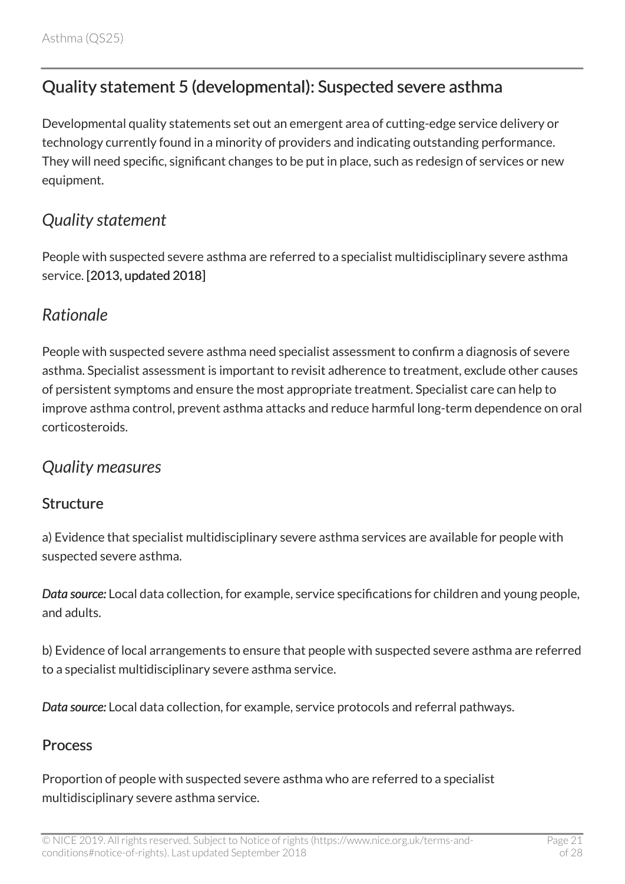## Quality statement 5 (developmental): Suspected severe asthma

Developmental quality statements set out an emergent area of cutting-edge service delivery or technology currently found in a minority of providers and indicating outstanding performance. They will need specific, significant changes to be put in place, such as redesign of services or new equipment.

### *Quality statement*

People with suspected severe asthma are referred to a specialist multidisciplinary severe asthma service. [2013, updated 2018]

### *Rationale*

People with suspected severe asthma need specialist assessment to confirm a diagnosis of severe asthma. Specialist assessment is important to revisit adherence to treatment, exclude other causes of persistent symptoms and ensure the most appropriate treatment. Specialist care can help to improve asthma control, prevent asthma attacks and reduce harmful long-term dependence on oral corticosteroids.

### *Quality measures*

#### Structure

a) Evidence that specialist multidisciplinary severe asthma services are available for people with suspected severe asthma.

***Data source:*** Local data collection, for example, service specifications for children and young people, and adults.

b) Evidence of local arrangements to ensure that people with suspected severe asthma are referred to a specialist multidisciplinary severe asthma service.

***Data source:*** Local data collection, for example, service protocols and referral pathways.

#### Process

Proportion of people with suspected severe asthma who are referred to a specialist multidisciplinary severe asthma service.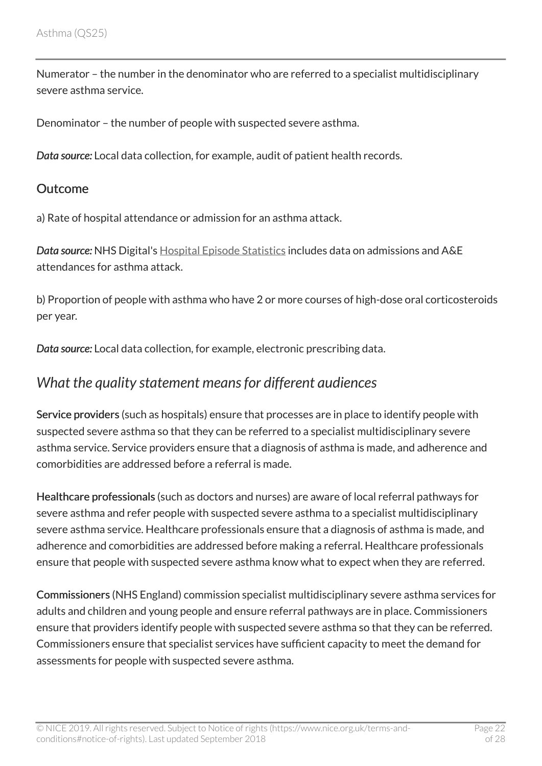Numerator – the number in the denominator who are referred to a specialist multidisciplinary severe asthma service.

Denominator – the number of people with suspected severe asthma.

***Data source:*** Local data collection, for example, audit of patient health records.

### Outcome

a) Rate of hospital attendance or admission for an asthma attack.

***Data source:*** NHS Digital's Hospital Episode Statistics includes data on admissions and A&E attendances for asthma attack.

b) Proportion of people with asthma who have 2 or more courses of high-dose oral corticosteroids per year.

***Data source:*** Local data collection, for example, electronic prescribing data.

## *What the quality statement means for different audiences*

**Service providers** (such as hospitals) ensure that processes are in place to identify people with suspected severe asthma so that they can be referred to a specialist multidisciplinary severe asthma service. Service providers ensure that a diagnosis of asthma is made, and adherence and comorbidities are addressed before a referral is made.

**Healthcare professionals** (such as doctors and nurses) are aware of local referral pathways for severe asthma and refer people with suspected severe asthma to a specialist multidisciplinary severe asthma service. Healthcare professionals ensure that a diagnosis of asthma is made, and adherence and comorbidities are addressed before making a referral. Healthcare professionals ensure that people with suspected severe asthma know what to expect when they are referred.

**Commissioners** (NHS England) commission specialist multidisciplinary severe asthma services for adults and children and young people and ensure referral pathways are in place. Commissioners ensure that providers identify people with suspected severe asthma so that they can be referred. Commissioners ensure that specialist services have sufficient capacity to meet the demand for assessments for people with suspected severe asthma.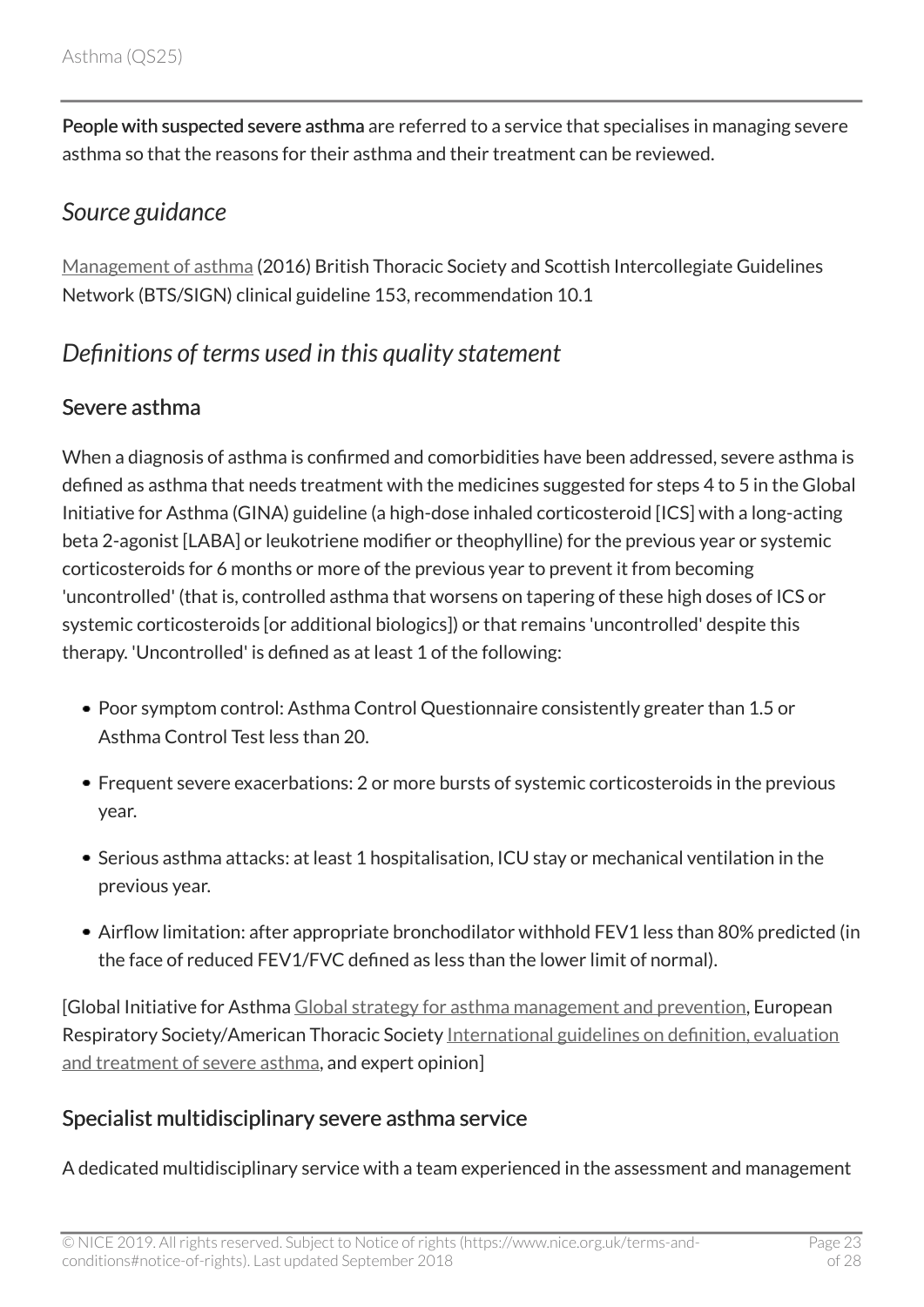**People with suspected severe asthma** are referred to a service that specialises in managing severe asthma so that the reasons for their asthma and their treatment can be reviewed.

## *Source guidance*

Management of asthma (2016) British Thoracic Society and Scottish Intercollegiate Guidelines Network (BTS/SIGN) clinical guideline 153, recommendation 10.1

## *Definitions of terms used in this quality statement*

### Severe asthma

When a diagnosis of asthma is confirmed and comorbidities have been addressed, severe asthma is defined as asthma that needs treatment with the medicines suggested for steps 4 to 5 in the Global Initiative for Asthma (GINA) guideline (a high-dose inhaled corticosteroid [ICS] with a long-acting beta 2-agonist [LABA] or leukotriene modifier or theophylline) for the previous year or systemic corticosteroids for 6 months or more of the previous year to prevent it from becoming 'uncontrolled' (that is, controlled asthma that worsens on tapering of these high doses of ICS or systemic corticosteroids [or additional biologics]) or that remains 'uncontrolled' despite this therapy. 'Uncontrolled' is defined as at least 1 of the following:

- Poor symptom control: Asthma Control Questionnaire consistently greater than 1.5 or Asthma Control Test less than 20.
- Frequent severe exacerbations: 2 or more bursts of systemic corticosteroids in the previous year.
- Serious asthma attacks: at least 1 hospitalisation, ICU stay or mechanical ventilation in the previous year.
- Airflow limitation: after appropriate bronchodilator withhold FEV1 less than 80% predicted (in the face of reduced FEV1/FVC defined as less than the lower limit of normal).

[Global Initiative for Asthma Global strategy for asthma management and prevention, European Respiratory Society/American Thoracic Society International guidelines on definition, evaluation and treatment of severe asthma, and expert opinion]

### Specialist multidisciplinary severe asthma service

A dedicated multidisciplinary service with a team experienced in the assessment and management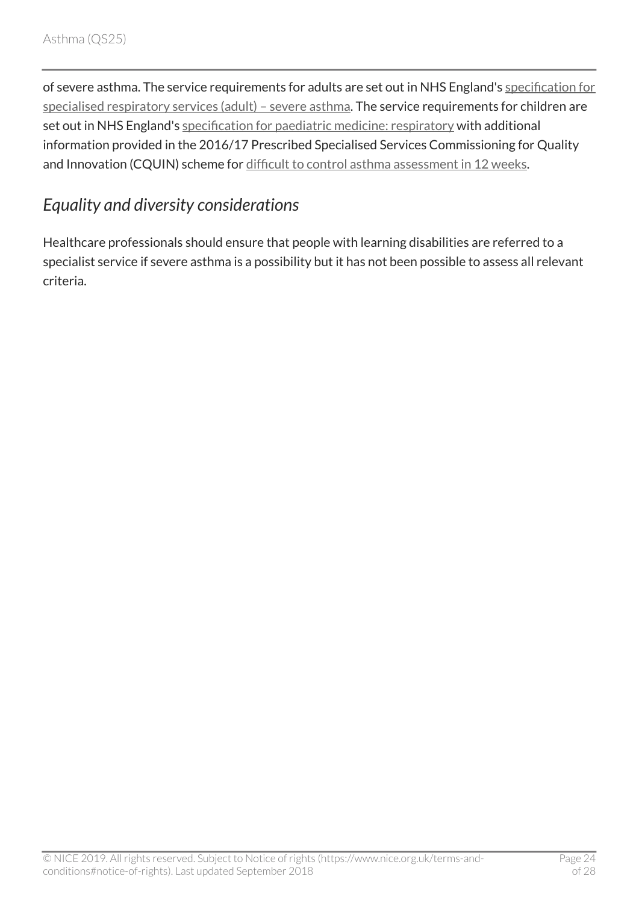of severe asthma. The service requirements for adults are set out in NHS England's specification for specialised respiratory services (adult) – severe asthma. The service requirements for children are set out in NHS England's specification for paediatric medicine: respiratory with additional information provided in the 2016/17 Prescribed Specialised Services Commissioning for Quality and Innovation (CQUIN) scheme for difficult to control asthma assessment in 12 weeks.

### *Equality and diversity considerations*

Healthcare professionals should ensure that people with learning disabilities are referred to a specialist service if severe asthma is a possibility but it has not been possible to assess all relevant criteria.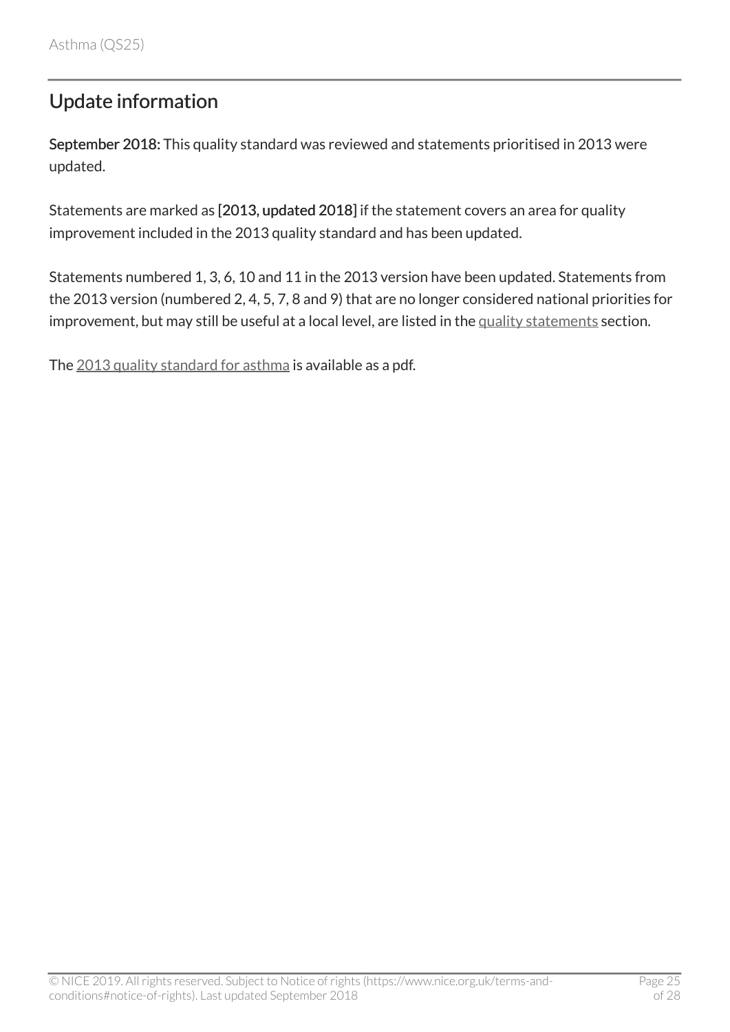## Update information

**September 2018:** This quality standard was reviewed and statements prioritised in 2013 were updated.

Statements are marked as **[2013, updated 2018]** if the statement covers an area for quality improvement included in the 2013 quality standard and has been updated.

Statements numbered 1, 3, 6, 10 and 11 in the 2013 version have been updated. Statements from the 2013 version (numbered 2, 4, 5, 7, 8 and 9) that are no longer considered national priorities for improvement, but may still be useful at a local level, are listed in the quality statements section.

The 2013 quality standard for asthma is available as a pdf.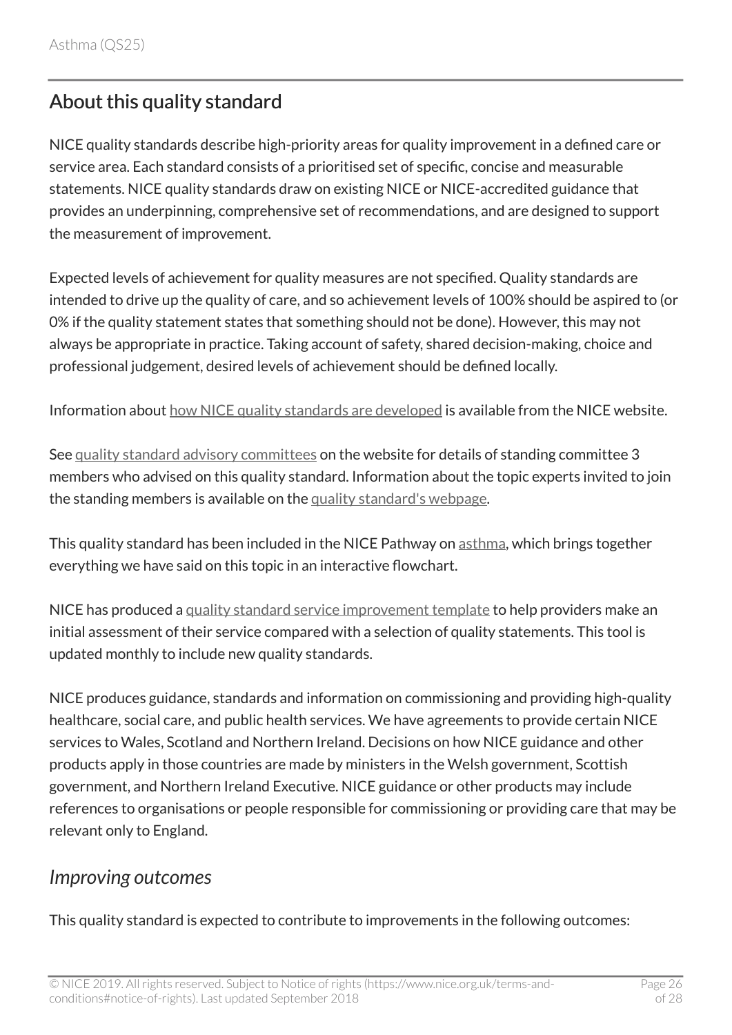## About this quality standard

NICE quality standards describe high-priority areas for quality improvement in a defined care or service area. Each standard consists of a prioritised set of specific, concise and measurable statements. NICE quality standards draw on existing NICE or NICE-accredited guidance that provides an underpinning, comprehensive set of recommendations, and are designed to support the measurement of improvement.

Expected levels of achievement for quality measures are not specified. Quality standards are intended to drive up the quality of care, and so achievement levels of 100% should be aspired to (or 0% if the quality statement states that something should not be done). However, this may not always be appropriate in practice. Taking account of safety, shared decision-making, choice and professional judgement, desired levels of achievement should be defined locally.

Information about how NICE quality standards are developed is available from the NICE website.

See quality standard advisory committees on the website for details of standing committee 3 members who advised on this quality standard. Information about the topic experts invited to join the standing members is available on the quality standard's webpage.

This quality standard has been included in the NICE Pathway on asthma, which brings together everything we have said on this topic in an interactive flowchart.

NICE has produced a quality standard service improvement template to help providers make an initial assessment of their service compared with a selection of quality statements. This tool is updated monthly to include new quality standards.

NICE produces guidance, standards and information on commissioning and providing high-quality healthcare, social care, and public health services. We have agreements to provide certain NICE services to Wales, Scotland and Northern Ireland. Decisions on how NICE guidance and other products apply in those countries are made by ministers in the Welsh government, Scottish government, and Northern Ireland Executive. NICE guidance or other products may include references to organisations or people responsible for commissioning or providing care that may be relevant only to England.

### *Improving outcomes*

This quality standard is expected to contribute to improvements in the following outcomes: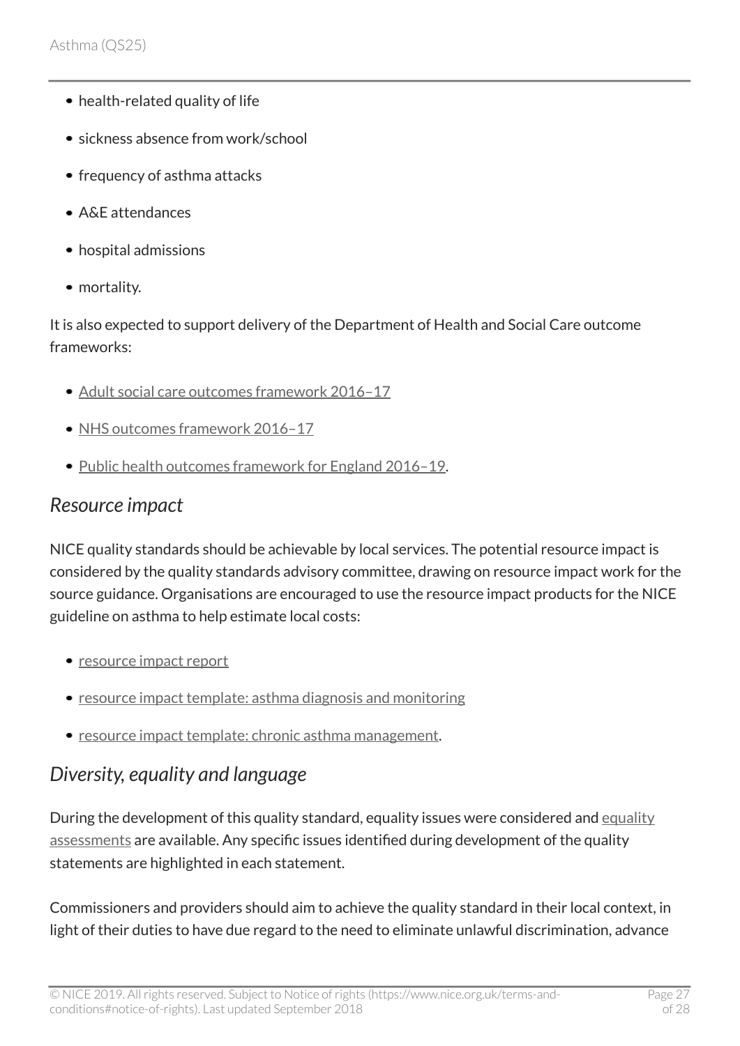- health-related quality of life
- sickness absence from work/school
- frequency of asthma attacks
- A&E attendances
- hospital admissions
- mortality.

It is also expected to support delivery of the Department of Health and Social Care outcome frameworks:

- Adult social care outcomes framework 2016–17
- NHS outcomes framework 2016–17
- Public health outcomes framework for England 2016–19.

## *Resource impact*

NICE quality standards should be achievable by local services. The potential resource impact is considered by the quality standards advisory committee, drawing on resource impact work for the source guidance. Organisations are encouraged to use the resource impact products for the NICE guideline on asthma to help estimate local costs:

- resource impact report
- resource impact template: asthma diagnosis and monitoring
- resource impact template: chronic asthma management.

## *Diversity, equality and language*

During the development of this quality standard, equality issues were considered and equality assessments are available. Any specific issues identified during development of the quality statements are highlighted in each statement.

Commissioners and providers should aim to achieve the quality standard in their local context, in light of their duties to have due regard to the need to eliminate unlawful discrimination, advance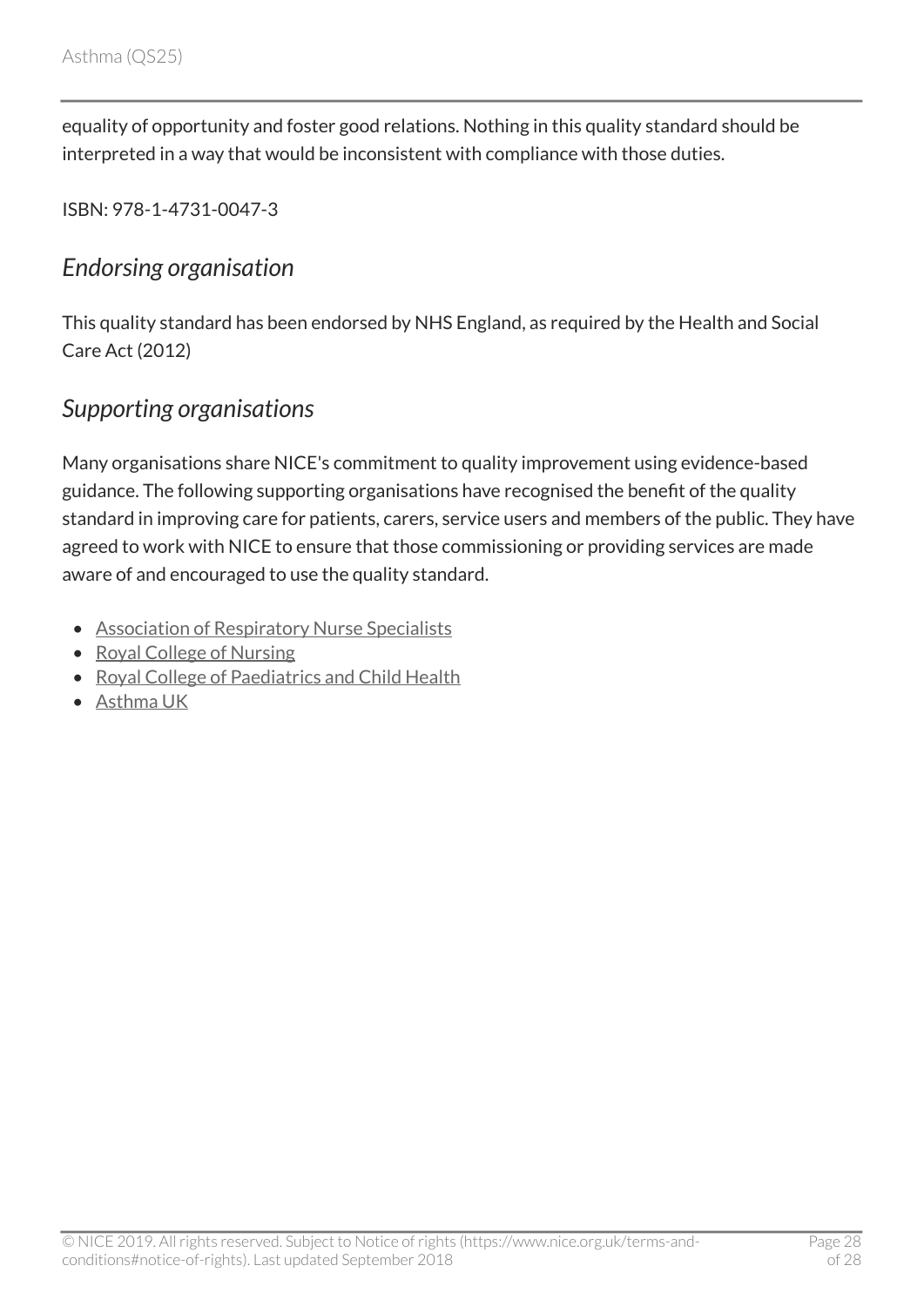equality of opportunity and foster good relations. Nothing in this quality standard should be interpreted in a way that would be inconsistent with compliance with those duties.

ISBN: 978-1-4731-0047-3

## *Endorsing organisation*

This quality standard has been endorsed by NHS England, as required by the Health and Social Care Act (2012)

## *Supporting organisations*

Many organisations share NICE's commitment to quality improvement using evidence-based guidance. The following supporting organisations have recognised the benefit of the quality standard in improving care for patients, carers, service users and members of the public. They have agreed to work with NICE to ensure that those commissioning or providing services are made aware of and encouraged to use the quality standard.

- Association of Respiratory Nurse Specialists
- Royal College of Nursing
- Royal College of Paediatrics and Child Health
- Asthma UK